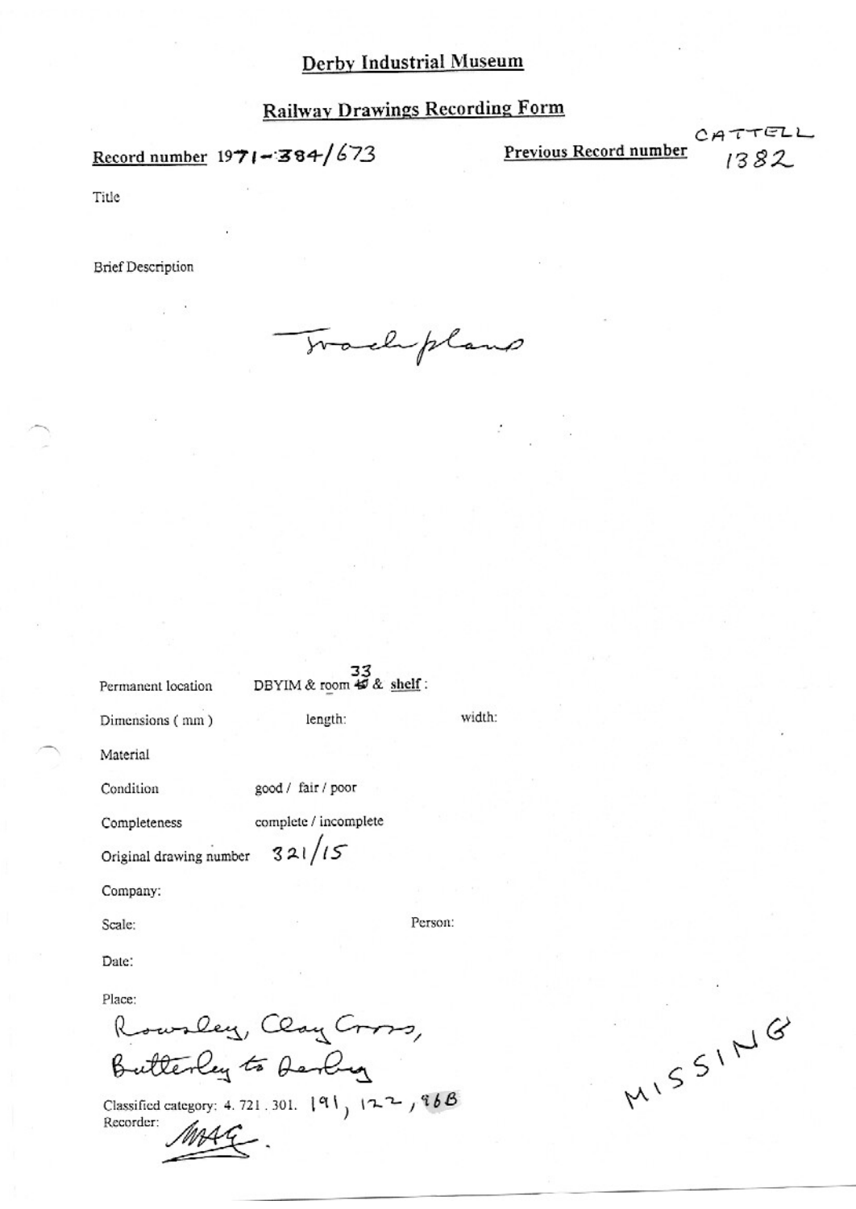# Derby Industrial Museum

## Railway Drawings Recording Form

**Record number** 1971-384/673

**Previous Record number** CATTELL 1382

Title

Brief Description

Track plans

Permanent location DBYIM & room 33 & **shelf**:

Dimensions ( mm ) length: width:

Material

Condition good / fair / poor

Completeness complete / incomplete

Original drawing number 321/15

Company:

Scale: Person:

Date:

Place:

Rowsley, Clay Cross, Butterley to Derby

Classified category: 4. 721 . 301. 191, 122, 96B

Recorder: MAG.

MISSING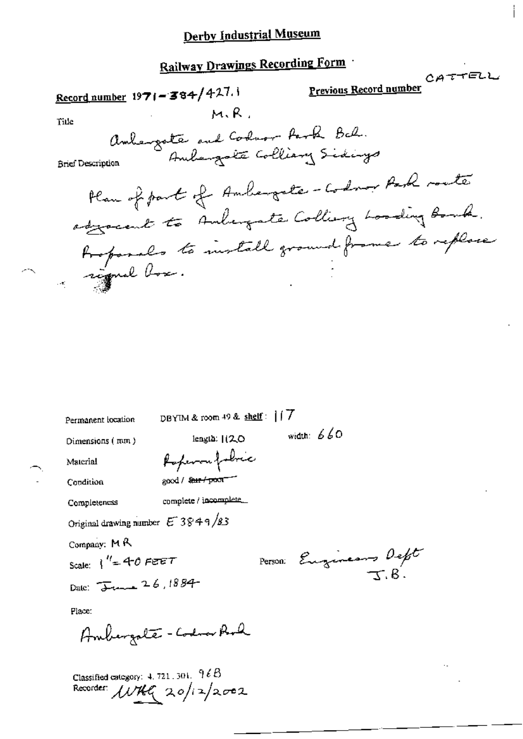# Derby Industrial Museum

## Railway Drawings Recording Form

CATTELL

**Record number** 1971-384/427.1

**Previous Record number**

Title

M.R.

Ambergate and Codnor Park Bch.
Ambergate Colliery Sidings

Brief Description

Plan of part of Ambergate - Codnor Park route adjacent to Ambergate Colliery Loading Bank. Proposals to install ground frame to replace signal box.

Permanent location DBYIM & room 49 & shelf: 117

Dimensions (mm) length: 1120 width: 660

Material Paper on fabric

Condition good / ~~fair / poor~~

Completeness complete / incomplete

Original drawing number E 3849/83

Company: MR

Scale: 1" = 40 FEET

Person: Engineers Dept J.B.

Date: June 26, 1884

Place:

Ambergate - Codnor Park

Classified category: 4. 721. 301. 96B

Recorder: WHG 20/12/2002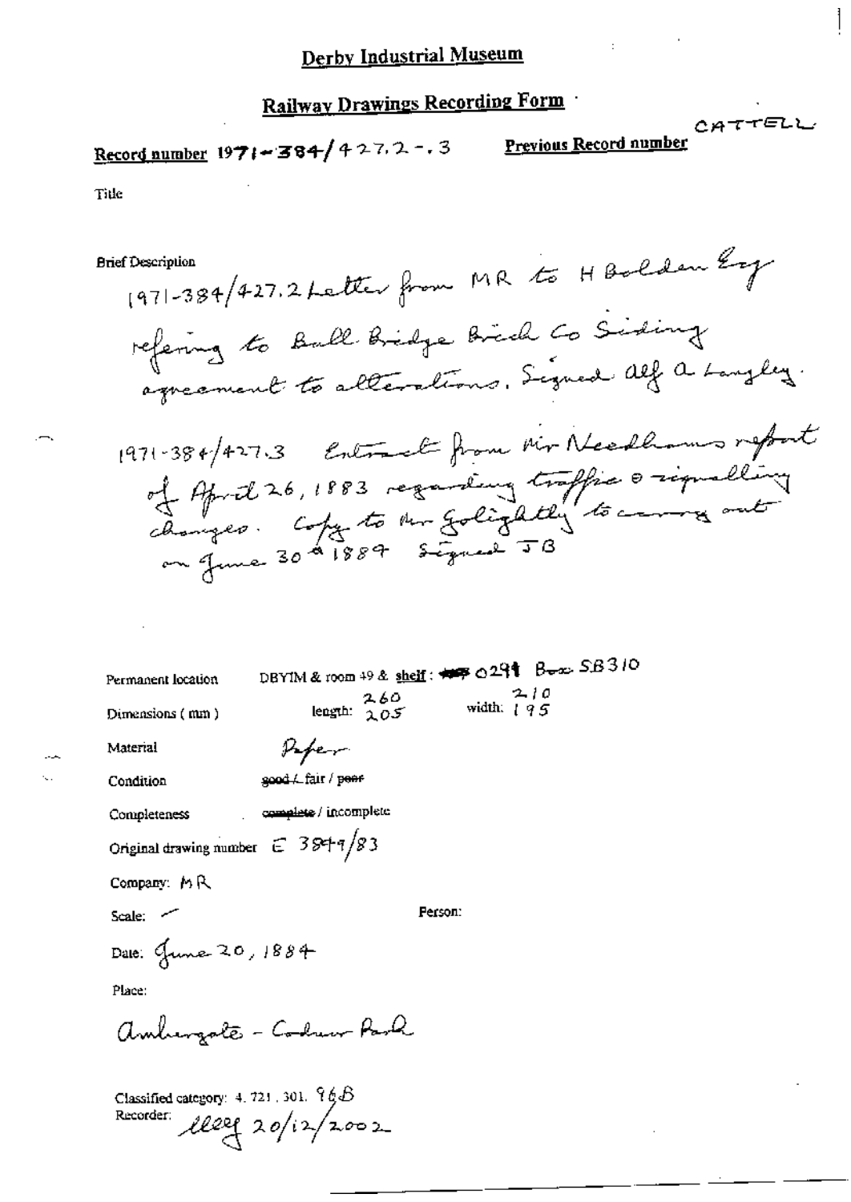# Derby Industrial Museum

## Railway Drawings Recording Form

CATTELL

**Record number** 1971-384/427.2-.3 **Previous Record number**

Title

Brief Description

1971-384/427.2 Letter from MR to H Bolden Esq refering to Bull Bridge Brick Co Siding agreement to alterations. Signed Alf A Langley.

1971-384/427.3 Extract from Mr Needhams report of April 26, 1883 regarding traffic & signalling changes. Copy to Mr Golightly to carry out on June 30th 1884 Signed JB

Permanent location DBYIM & room 49 & shelf: ~~###~~ 0291 Box SB310

Dimensions (mm) length: ~~205~~ 260 width: ~~195~~ 210

Material Paper

Condition ~~good~~ / fair / ~~poor~~

Completeness ~~complete~~ / incomplete

Original drawing number E 3849/83

Company: MR

Scale: –

Person:

Date: June 20, 1884

Place:

Ambergate - Codnor Park

Classified category: 4.721.301.96B

Recorder: lleg 20/12/2002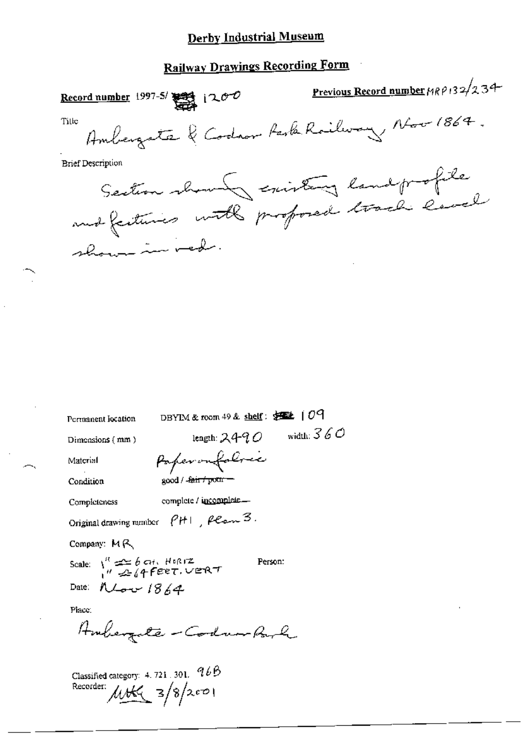# Derby Industrial Museum

## Railway Drawings Recording Form

**Record number** 1997-5/ 1200

**Previous Record number** MRP132/234

Title

Ambergate & Codnor Park Railway, Nov 1864.

Brief Description

Section showing existing land profile and features with proposed track level shown in red.

Permanent location DBYIM & room 49 & shelf: 109

Dimensions (mm) length: 2490 width: 360

Material Paper on fabric

Condition good / ~~fair / poor~~

Completeness complete / ~~incomplete~~

Original drawing number PH1, Plan 3.

Company: MR

Scale: 1" = 6 CH. HORIZ
1" = 64 FEET. VERT

Person:

Date: Nov 1864

Place:

Ambergate - Codnor Park

Classified category: 4. 721. 301. 96B

Recorder: MHG 3/8/2001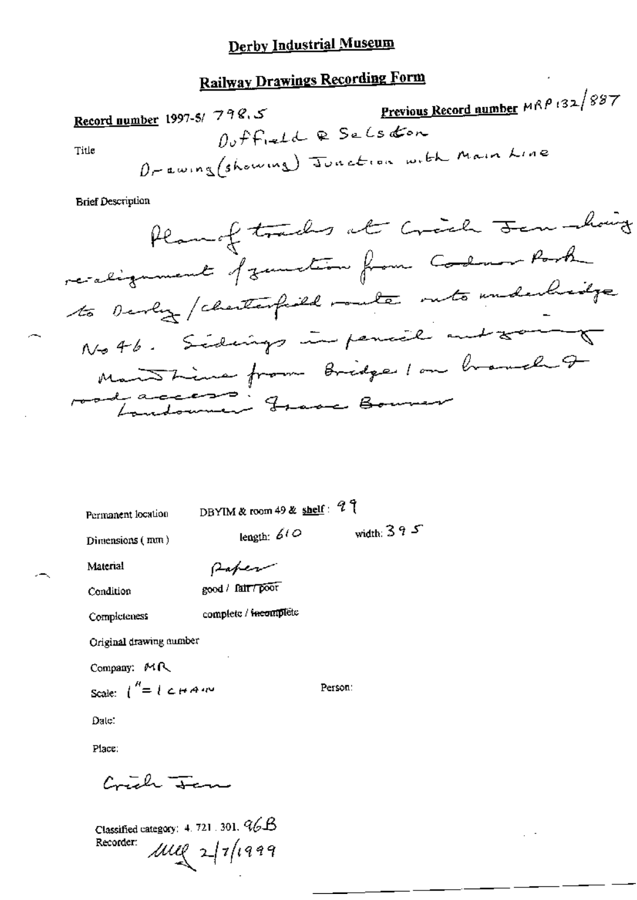# Derby Industrial Museum

## Railway Drawings Recording Form

**Record number** 1997-5/ 798.5

**Previous Record number** MRP 132/887

Title

Duffield & Selston
Drawing (showing) Junction with Main Line

Brief Description

Plan of tracks at Crich Jcn - showing re-alignment of junction from Codnor Park to Derby / Chesterfield route onto underbridge No 46. Sidings in pencil and zoning of Main Line from Bridge 1 on branch & road access. Landowner Isaac Bowmer

Permanent location DBYIM & room 49 & **shelf**: 99

Dimensions (mm) length: 610 width: 395

Material Paper

Condition good / ~~fair / poor~~

Completeness complete / ~~incomplete~~

Original drawing number

Company: MR

Scale: 1" = 1 CHAIN

Person:

Date:

Place:

Crich Jcn

Classified category: 4. 721. 301. 96B

Recorder: MUL 2/7/1999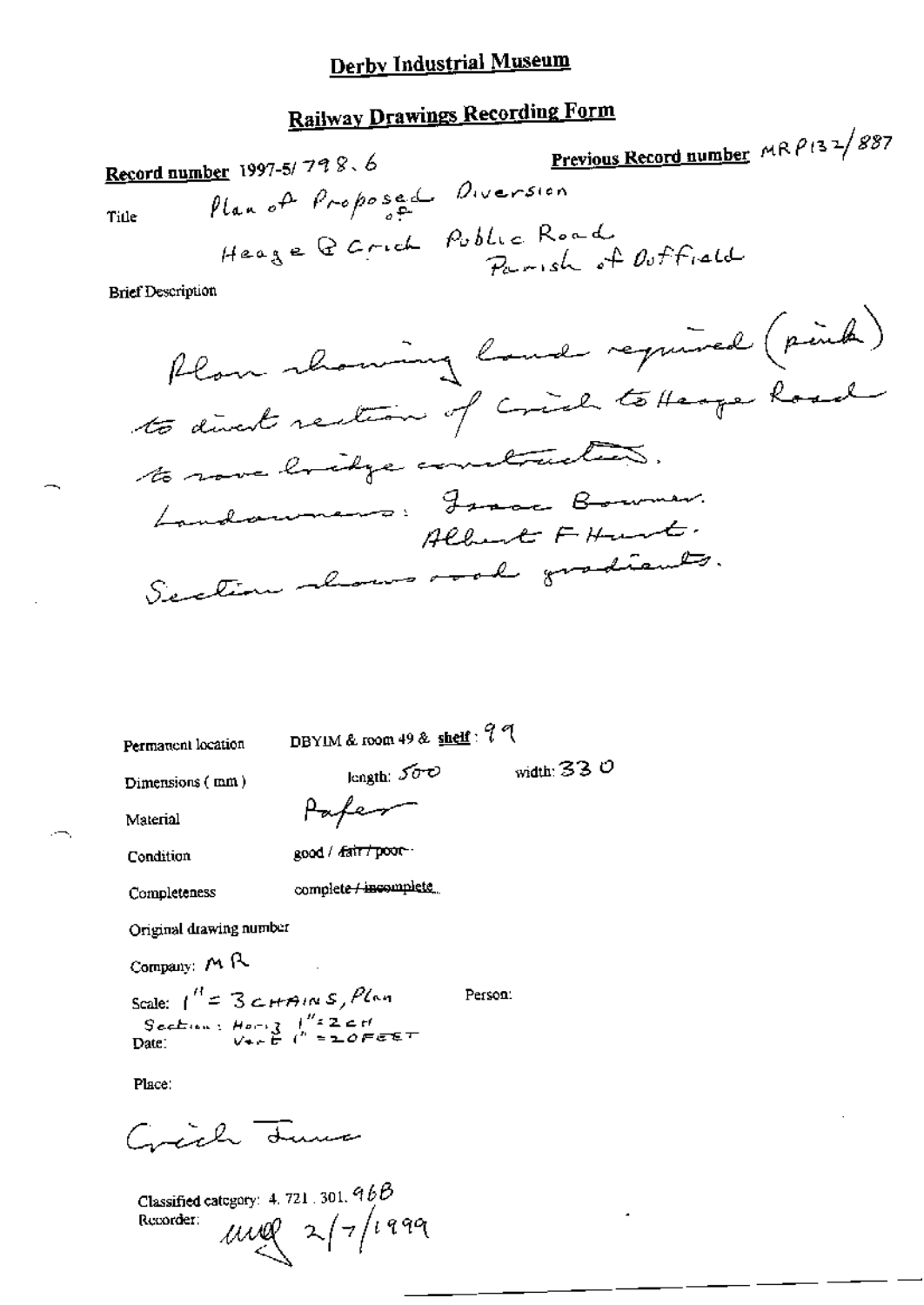# Derby Industrial Museum

## Railway Drawings Recording Form

**Record number** 1997-5/798.6

**Previous Record number** MRP132/887

Title: Plan of Proposed Diversion of Heage & Crich Public Road Parish of Duffield

Brief Description

Plan showing land required (pink) to divert section of Crich to Heage Road to save bridge construction.
Landowners: Isaac Bowmer.
Albert F Hunt.
Section shows road gradients.

Permanent location: DBYIM & room 49 & shelf: 99

Dimensions (mm): length: 500 width: 330

Material: Paper

Condition: good / ~~fair / poor~~

Completeness: complete / ~~incomplete~~

Original drawing number

Company: MR

Scale: 1" = 3 CHAINS, Plan
Section: Horiz 1" = 2 CH
Vert 1" = 20 FEET

Person:

Date:

Place:

Crich Junc

Classified category: 4. 721. 301. 96B

Recorder: MUQ 2/7/1999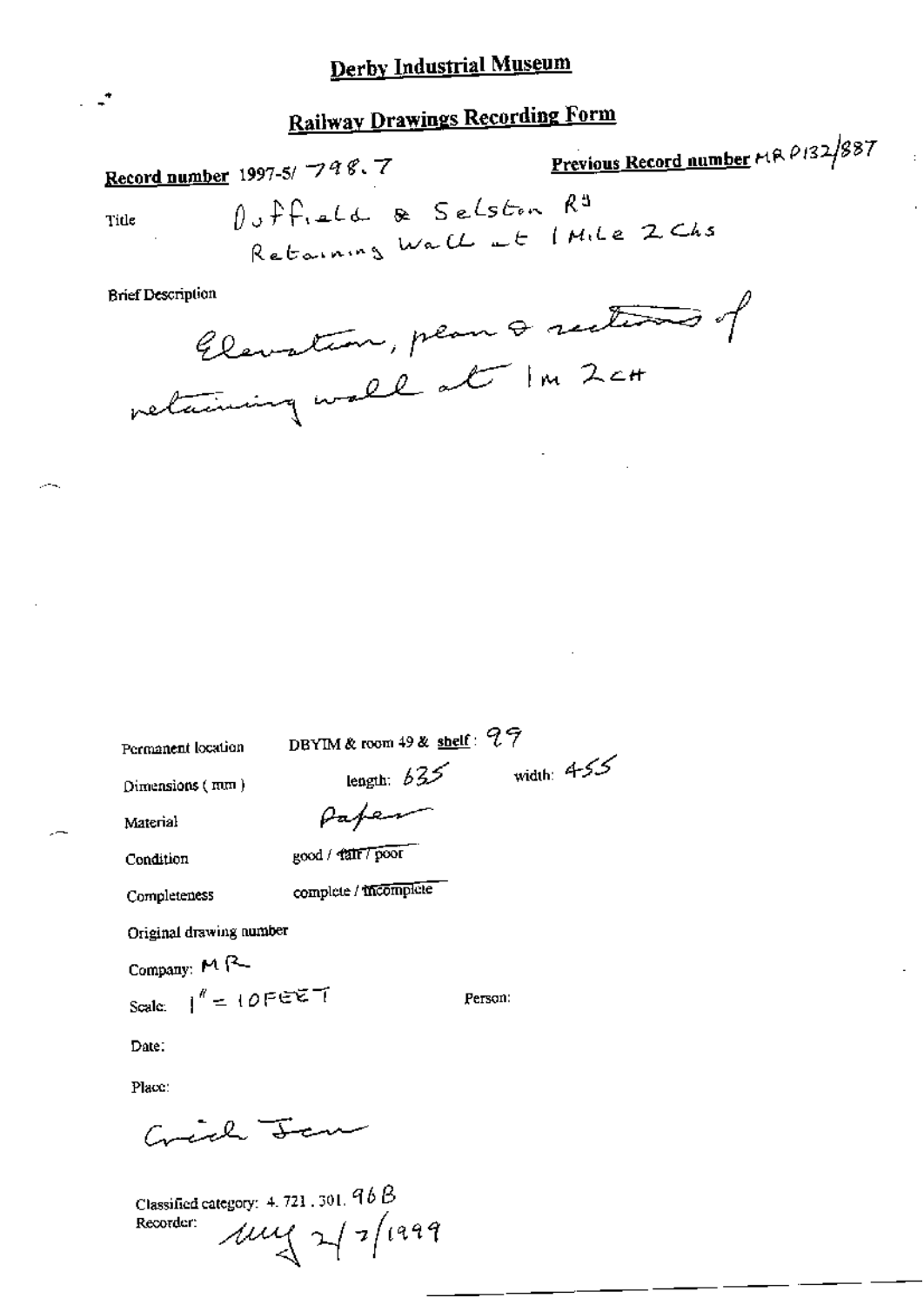# Derby Industrial Museum

## Railway Drawings Recording Form

**Record number** 1997-5/ 798.7

**Previous Record number** MR P132/887

Title: Duffield & Selston Rd
Retaining Wall at 1 Mile 2 Chs

Brief Description

Elevation, plan & sections of retaining wall at 1m 2ch

Permanent location: DBYIM & room 49 & shelf: 99

Dimensions (mm): length: 635 width: 455

Material: Paper

Condition: good / ~~fair~~ / poor

Completeness: complete / ~~incomplete~~

Original drawing number

Company: MR

Scale: 1" = 10 FEET

Person:

Date:

Place:

Crich Jcn

Classified category: 4.721.301.96B

Recorder: *(initials)* 2/7/1999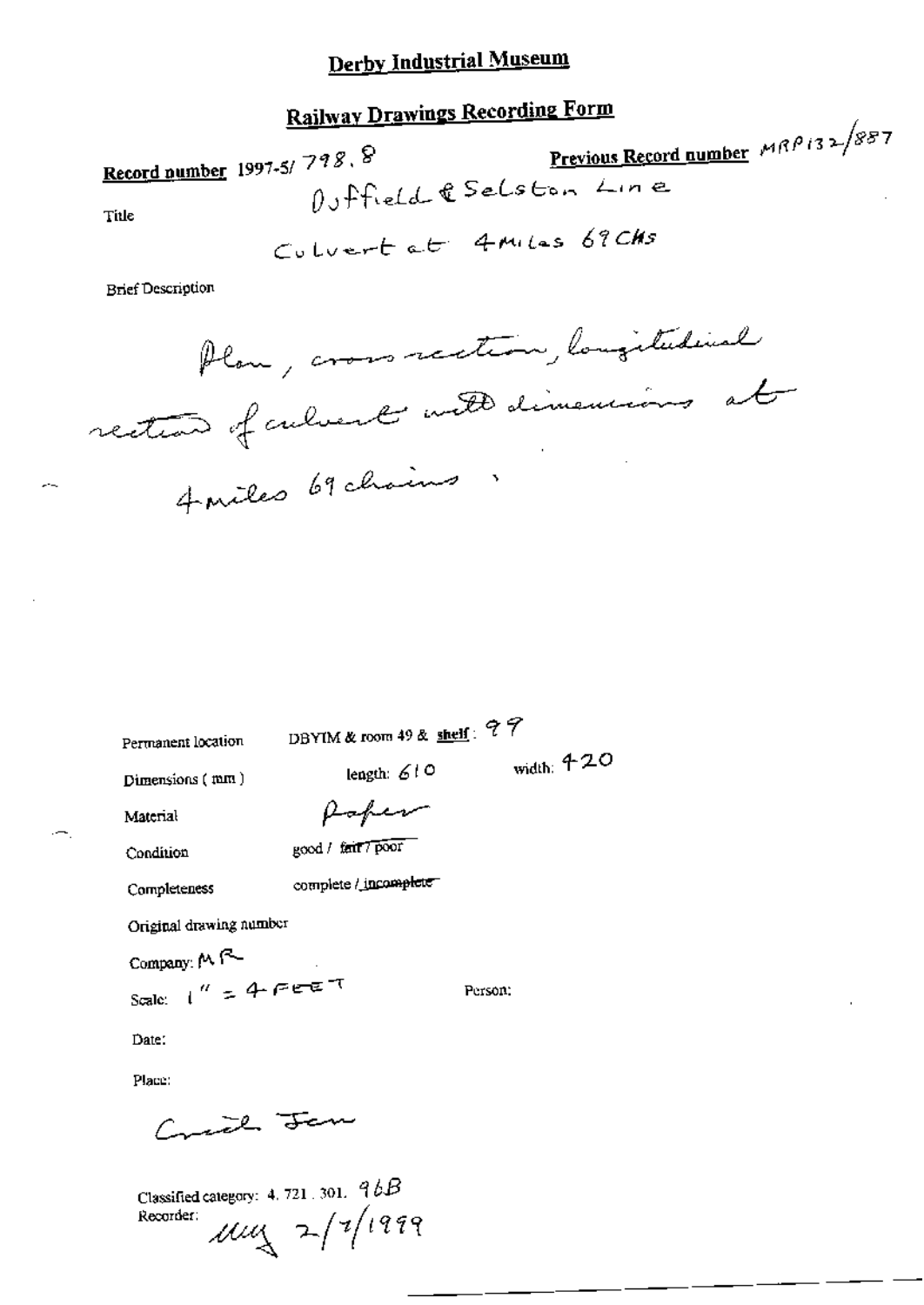# Derby Industrial Museum

## Railway Drawings Recording Form

**Record number** 1997-5/ 798. 8

**Previous Record number** MRP132/887

Title

Duffield & Selston Line

Culvert at 4 Miles 69 Chs

Brief Description

Plan, cross section, longitudinal section of culvert with dimensions at 4 miles 69 chains.

Permanent location DBYIM & room 49 & shelf: 99

Dimensions (mm) length: 610 width: 420

Material Paper

Condition good / ~~fair / poor~~

Completeness complete / ~~incomplete~~

Original drawing number

Company: MR

Scale: 1" = 4 FEET

Person:

Date:

Place:

Crich Jan

Classified category: 4. 721. 301. 96B

Recorder: MY 2/7/1999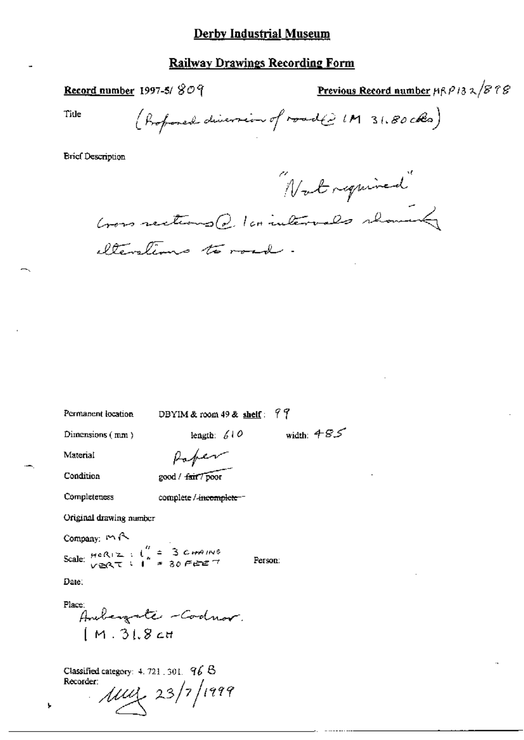# Derby Industrial Museum

## Railway Drawings Recording Form

**Record number** 1997-5/ 809

**Previous Record number** MRP132/898

Title (Proposed diversion of road @ 1M 31.80 chs)

Brief Description

"Not required"

Cross sections @ 1ch intervals showing alterations to road.

Permanent location DBYIM & room 49 & **shelf**: 99

Dimensions (mm) length: 610 width: 485

Material Paper

Condition good / ~~fair~~ / poor

Completeness complete / ~~incomplete~~

Original drawing number

Company: MR

Scale: HORIZ: 1" = 3 CHAINS VERT: 1" = 30 FEET

Person:

Date:

Place: Ambergate - Codnor. 1 M. 31.8 CH

Classified category: 4. 721. 301. 96 B

Recorder: MM 23/7/1999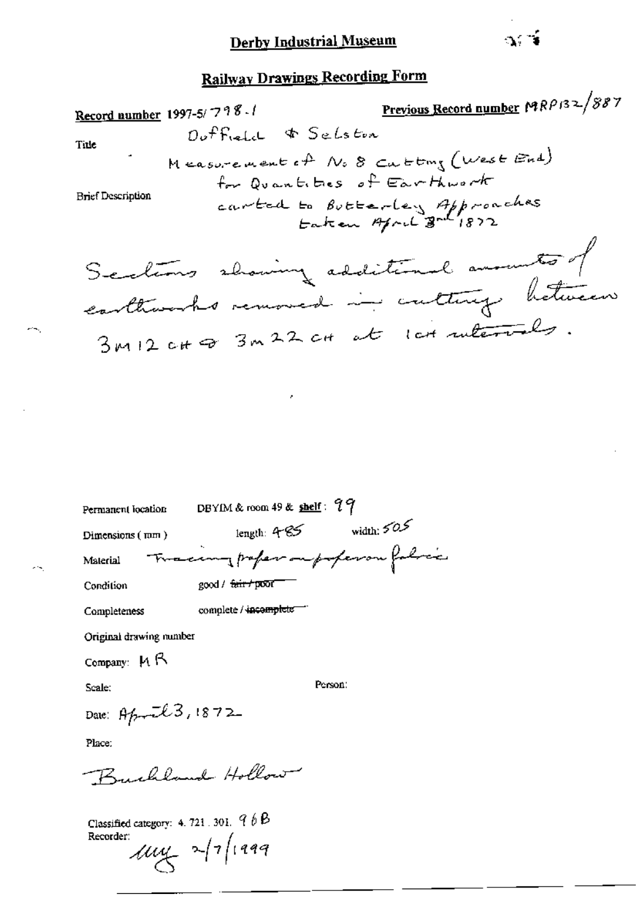# Derby Industrial Museum

## Railway Drawings Recording Form

**Record number** 1997-5/798.1

**Previous Record number** MRP132/887

Title

Duffield & Selston

Measurement of No 8 Cutting (West End) for Quantities of Earthwork carted to Butterley Approaches taken April 3rd 1872

Brief Description

Sections showing additional amounts of earthworks removed in cutting between 3m 12 ch & 3m 22 ch at 1ch intervals.

Permanent location DBYIM & room 49 & **shelf**: 99

Dimensions (mm) length: 485 width: 505

Material Tracing paper on paper on fabric

Condition good / ~~fair / poor~~

Completeness complete / ~~incomplete~~

Original drawing number

Company: MR

Scale:

Person:

Date: April 3, 1872

Place:

Buckland Hollow

Classified category: 4. 721. 301. 96B

Recorder: 2/7/1999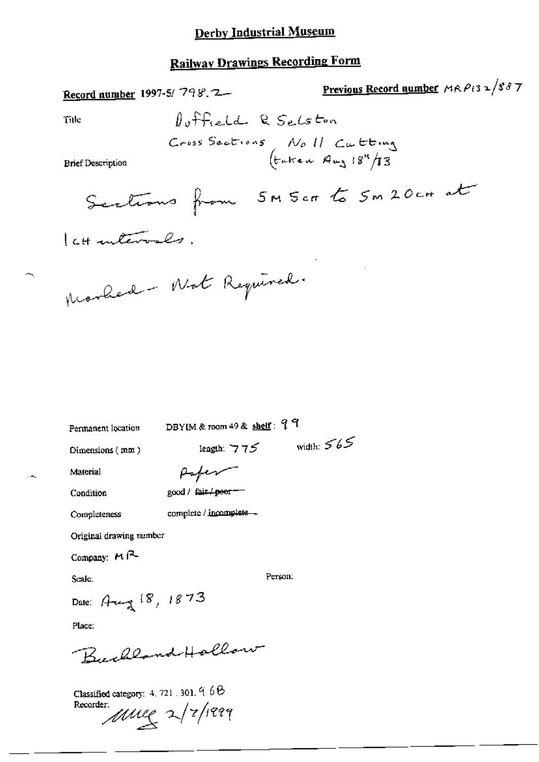# Derby Industrial Museum

## Railway Drawings Recording Form

**Record number** 1997-5/ 798.2 **Previous Record number** MRP132/887

Title: Duffield & Selston
Cross Sections No 11 Cutting
(taken Aug 18th/73

Brief Description

Sections from 5M 5CH to 5M 20CH at 1CH intervals.

Marked - Not Required.

Permanent location: DBYIM & room 49 & shelf: 99

Dimensions (mm): length: 775 width: 565

Material: Paper

Condition: good / ~~fair / poor~~

Completeness: complete / ~~incomplete~~

Original drawing number

Company: MR

Scale: Person:

Date: Aug 18, 1873

Place:

Buckland Hollow

Classified category: 4. 721. 301. 96B

Recorder: MMG 2/7/1999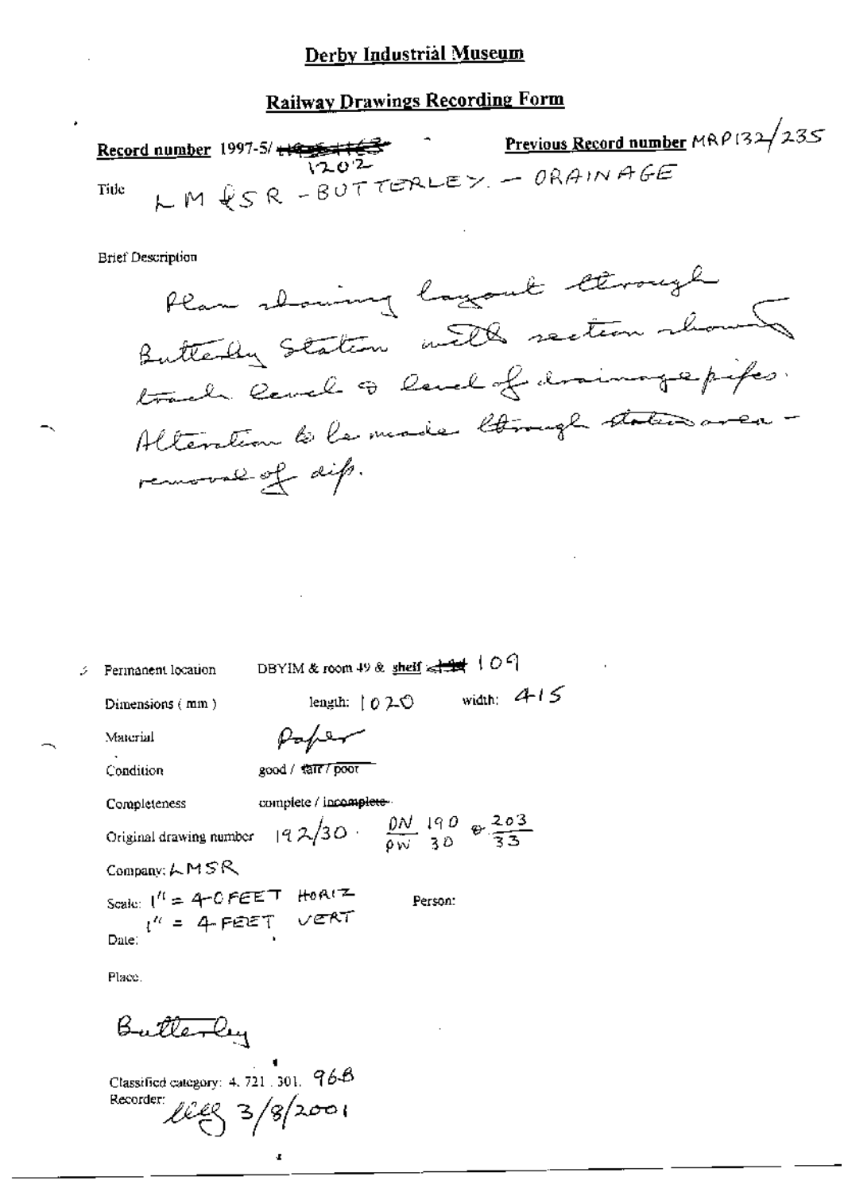# Derby Industrial Museum

## Railway Drawings Recording Form

**Record number** 1997-5/ ~~1163~~ 1202

**Previous Record number** MRP132/235

Title LM&SR - BUTTERLEY - DRAINAGE

Brief Description

Plan showing layout through Butterley Station with section showing track level & level of drainage pipes. Alteration to be made through station area - removal of dip.

Permanent location DBYIM & room 49 & shelf: ~~144~~ 109

Dimensions (mm) length: 1020 width: 415

Material Paper

Condition good / ~~fair / poor~~

Completeness complete / ~~incomplete~~

Original drawing number 192/30. $\frac{DN}{DW}\frac{190}{30}$ & $\frac{203}{33}$

Company: LMSR

Scale: 1" = 40 FEET HORIZ
1" = 4 FEET VERT

Person:

Date:

Place.

Butterley

Classified category: 4. 721. 301. 96B

Recorder: llg 3/8/2001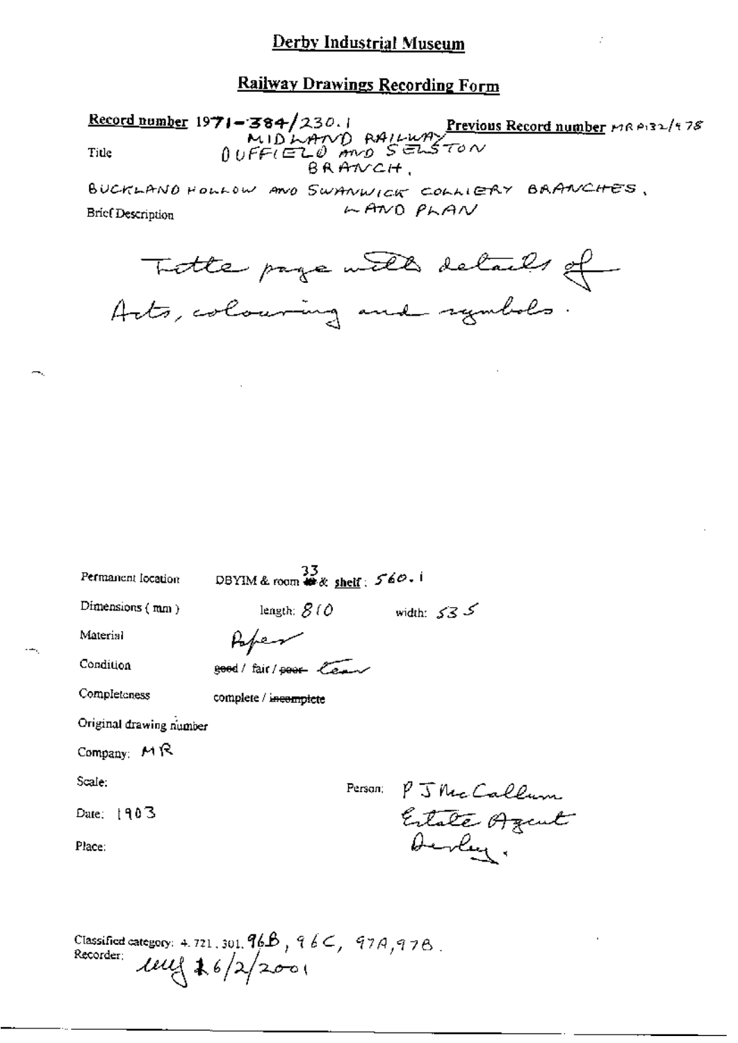# Derby Industrial Museum

## Railway Drawings Recording Form

**Record number** 1971-384/230.1 **Previous Record number** MR P132/178

Title MIDLAND RAILWAY DUFFIELD AND SELSTON BRANCH.

BUCKLAND HOLLOW AND SWANWICK COLLIERY BRANCHES. LAND PLAN

Brief Description

Title page with details of Acts, colouring and symbols.

Permanent location DBYIM & room 33 & shelf: 560.1

Dimensions (mm) length: 810 width: 535

Material Paper

Condition ~~good~~ / fair / ~~poor~~ Torn

Completeness complete / ~~incomplete~~

Original drawing number

Company: MR

Scale:

Date: 1903

Place:

Person: P J McCallum Estate Agent Derby.

Classified category: 4.721.301.96B, 96C, 97A, 97B.

Recorder: lmg 16/2/2001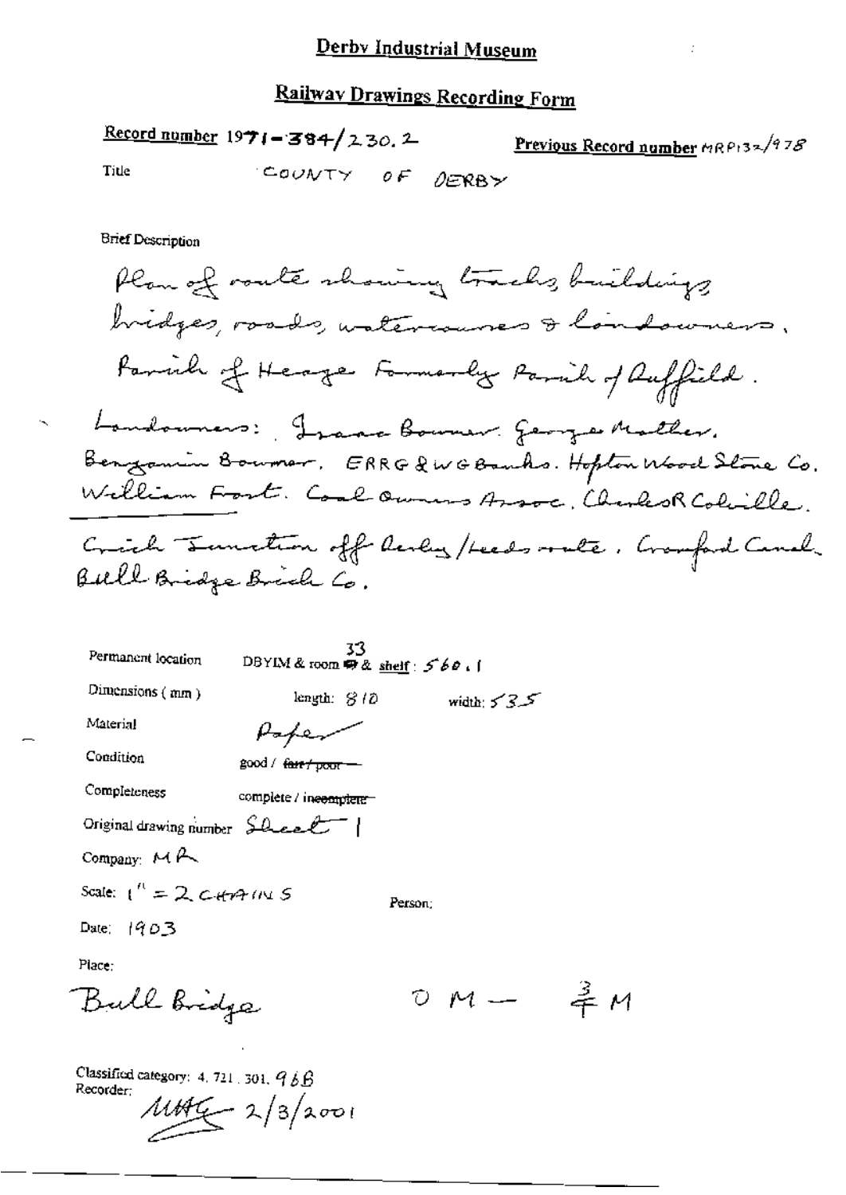# Derby Industrial Museum

## Railway Drawings Recording Form

**Record number** 1971-384/230.2 **Previous Record number** MRP132/978

Title COUNTY OF DERBY

Brief Description

Plan of route showing tracks, buildings, bridges, roads, watercourses & landowners.

Parish of Heage Formerly Parish of Duffield.

Landowners: Isaac Bowmer. George Mather. Benjamin Bowmer. ERRG & WG Banks. Hopton Wood Stone Co. William Frost. Coal Owners Assoc. Charles R Colville.

Crich Junction off Derby/Leeds route. Cromford Canal. Bull Bridge Brick Co.

Permanent location DBYIM & room 33 & shelf: 560.1

Dimensions (mm) length: 810 width: 535

Material Paper

Condition good / ~~fair / poor~~

Completeness complete / ~~incomplete~~

Original drawing number Sheet 1

Company: MR

Scale: 1" = 2 CHAINS Person:

Date: 1903

Place:

Bull Bridge 0 M — ¾ M

Classified category: 4. 721. 301. 96B

Recorder: MAG 2/3/2001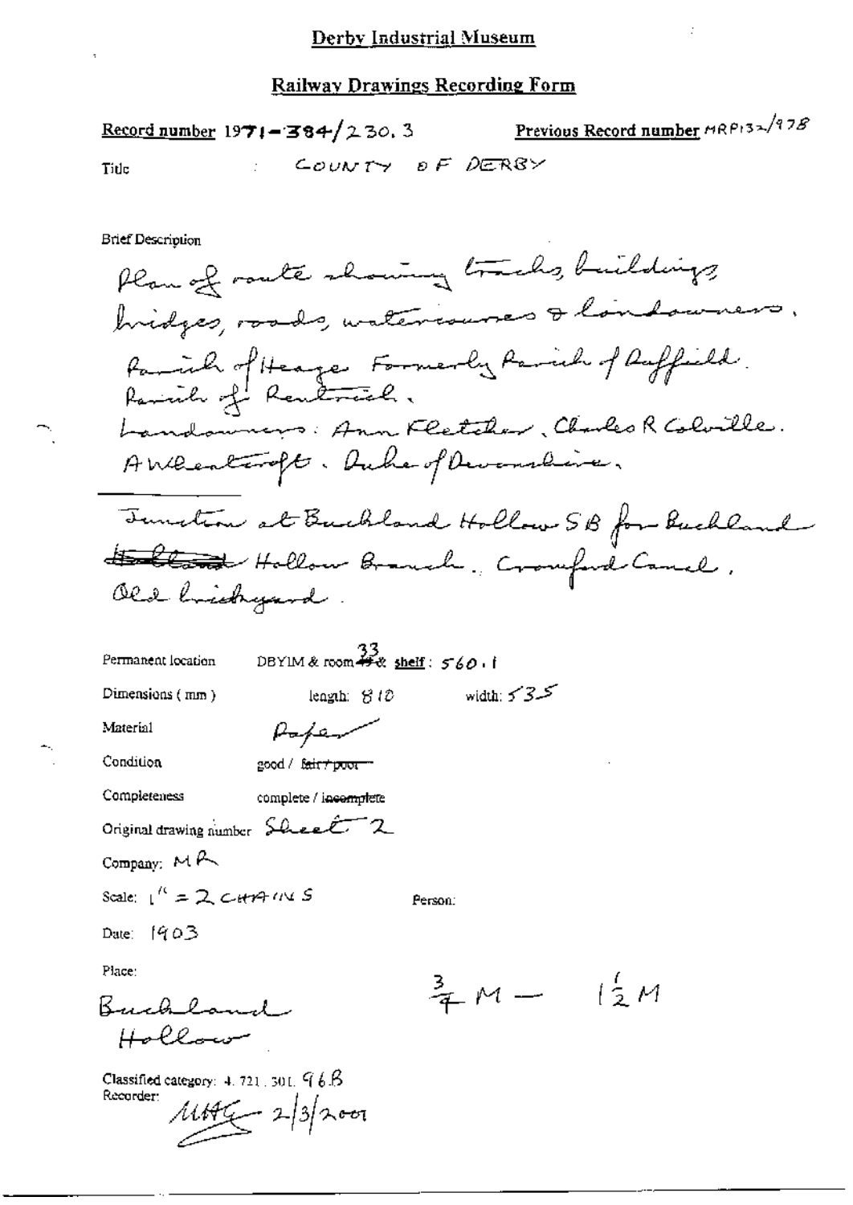# Derby Industrial Museum

## Railway Drawings Recording Form

**Record number** 1971-384/230.3 **Previous Record number** MRP132/978

**Title** : COUNTY OF DERBY

**Brief Description**

Plan of route showing tracks, buildings, bridges, roads, watercourses & landowners.
Parish of Heage. Formerly Parish of Duffield.
Parish of Pentrich.
Landowners: Ann Fletcher, Charles R Colville.
A Wheatcroft. Duke of Devonshire.

Junction at Buckland Hollow SB for Buckland ~~Hollow~~ Hollow Branch. Cromford Canal.
Old brickyard.

Permanent location DBYIM & room ~~49~~ 33 & shelf: 560.1

Dimensions (mm) length: 810 width: 535

Material Paper

Condition good / ~~fair / poor~~

Completeness complete / ~~incomplete~~

Original drawing number Sheet 2

Company: MR

Scale: 1" = 2 CHAINS

Person:

Date: 1903

Place:

Buckland Hollow

$\frac{3}{4}$ M — $1\frac{1}{2}$ M

Classified category: 4.721.301.96B

Recorder: MAG 2/3/2001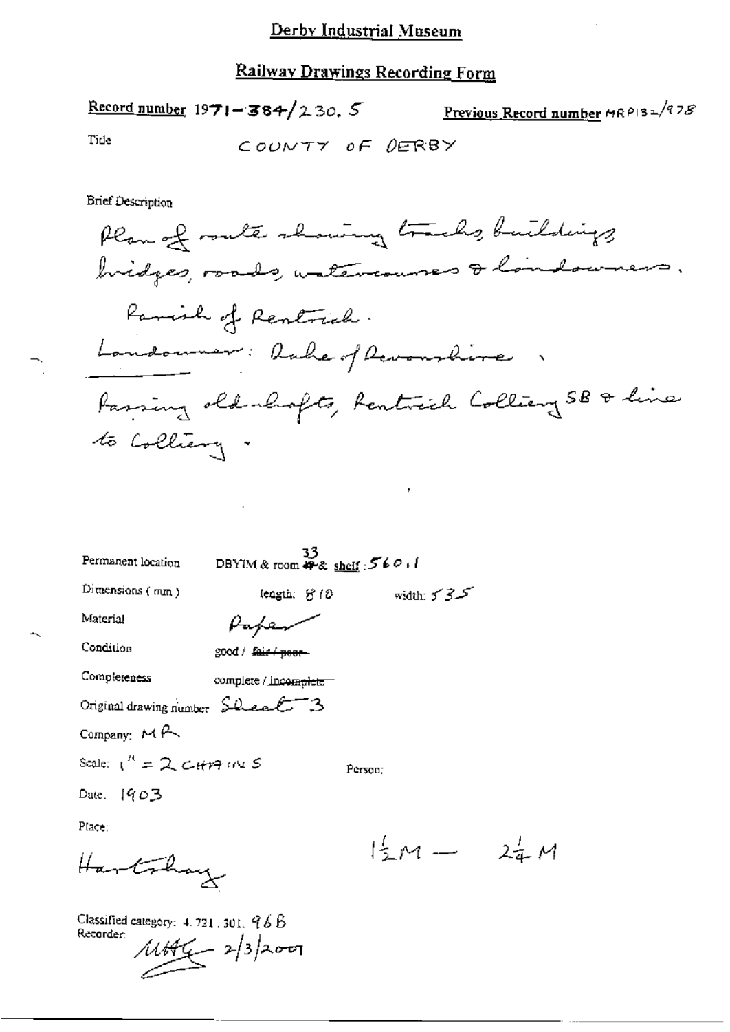# Derby Industrial Museum

## Railway Drawings Recording Form

**Record number** 1971-384/230.5 **Previous Record number** MRP132/978

Title COUNTY OF DERBY

Brief Description

Plan of route showing tracks, buildings, bridges, roads, watercourses & landowners.

Parish of Pentrich.

Landowner: Duke of Devonshire.

Passing old shafts, Pentrich Colliery SB & line to Colliery.

Permanent location DBYIM & room 33 & shelf: 560.1

Dimensions (mm) length: 810 width: 535

Material Paper

Condition good / ~~fair / poor~~

Completeness complete / ~~incomplete~~

Original drawing number Sheet 3

Company: MR

Scale: 1" = 2 CHAINS Person:

Date: 1903

Place:

Hartshay $1\frac{1}{2}$M — $2\frac{1}{4}$M

Classified category: 4.721.301.96B

Recorder: MHG 2/3/2001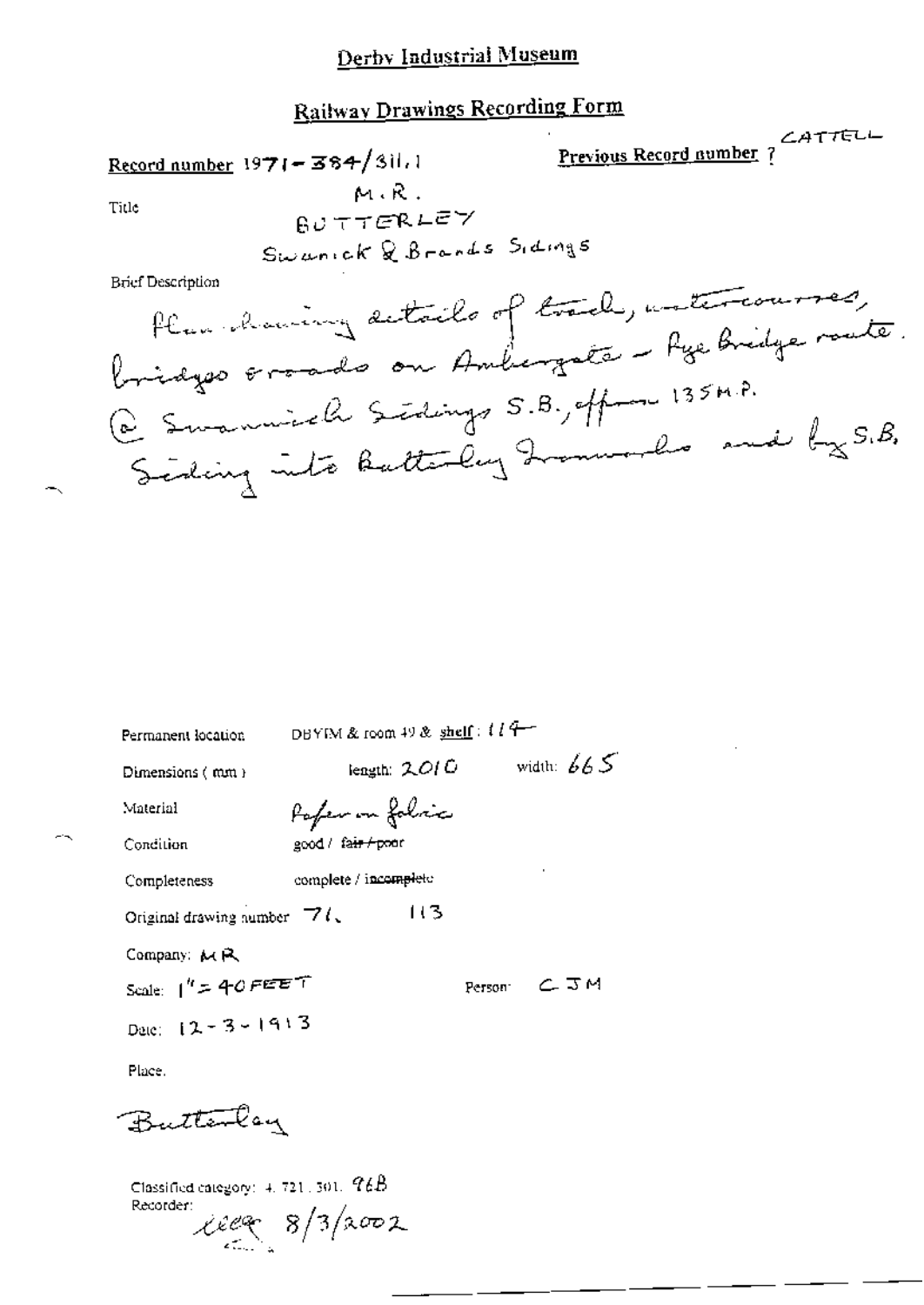# Derby Industrial Museum

## Railway Drawings Recording Form

**Record number** 1971-384/311.1

**Previous Record number** ? CATTELL

Title

M.R.
BUTTERLEY
Swanick & Brands Sidings

Brief Description

Plan drawing details of track, watercourses, bridges & roads on Ambergate - Pye Bridge route. @ Swanwick Sidings S.B., off from 135 M.P. Siding into Butterley Ironworks and by S.B.

Permanent location: DBYIM & room 49 & shelf: 114

Dimensions (mm): length: 2010 width: 665

Material: Paper on fabric

Condition: good / ~~fair / poor~~

Completeness: complete / ~~incomplete~~

Original drawing number: 71. 113

Company: MR

Scale: 1" = 40 FEET

Person: CJM

Date: 12-3-1913

Place.

Butterley

Classified category: 4. 721. 301. 96B

Recorder: 8/3/2002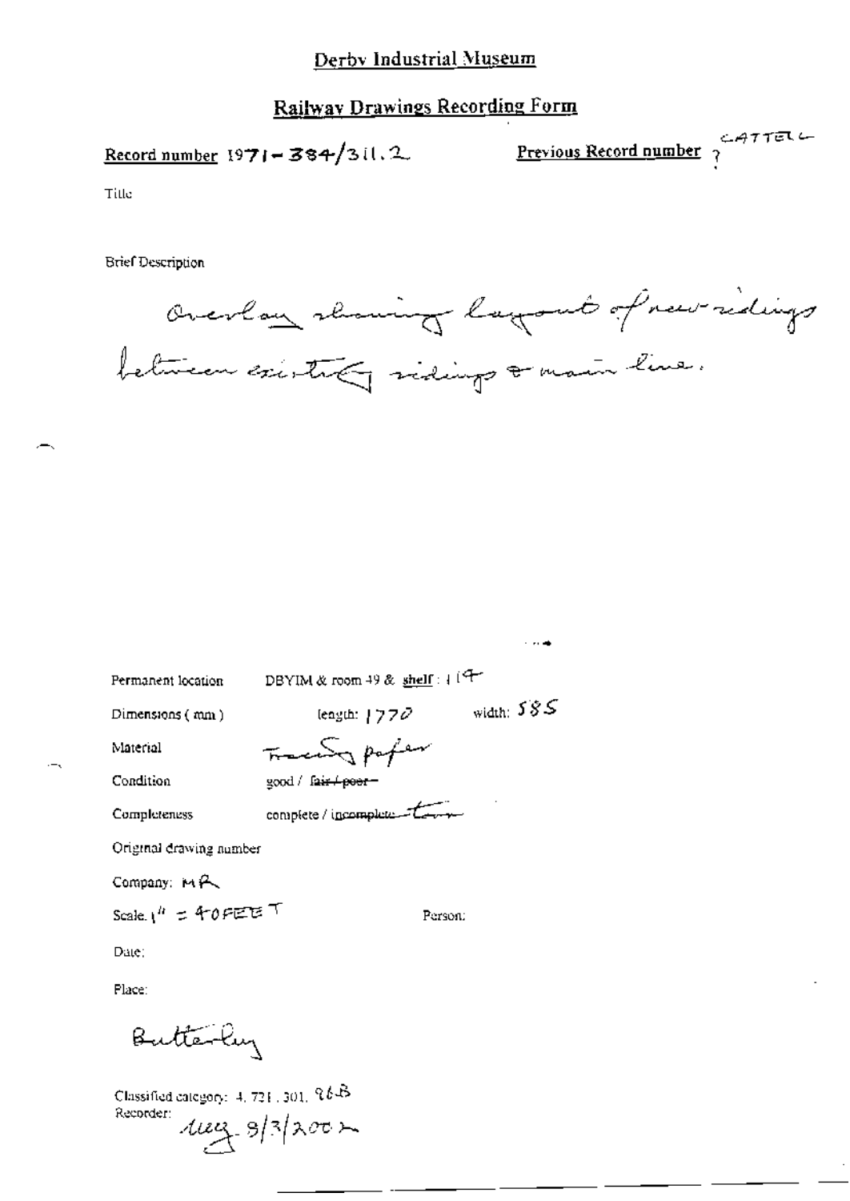# Derby Industrial Museum

## Railway Drawings Recording Form

**Record number** 1971-384/311.2

**Previous Record number** ? CATTELL

Title

Brief Description

Overlay showing layout of new sidings between existing sidings & main line.

Permanent location DBYIM & room 49 & **shelf**: 114

Dimensions (mm) length: 1770 width: 585

Material Tracing paper

Condition good / ~~fair / poor~~

Completeness complete / ~~incomplete~~ torn

Original drawing number

Company: MR

Scale: 1" = 40 FEET

Person:

Date:

Place:

Butterley

Classified category: 4, 721, 301, 96B

Recorder: 9/3/2002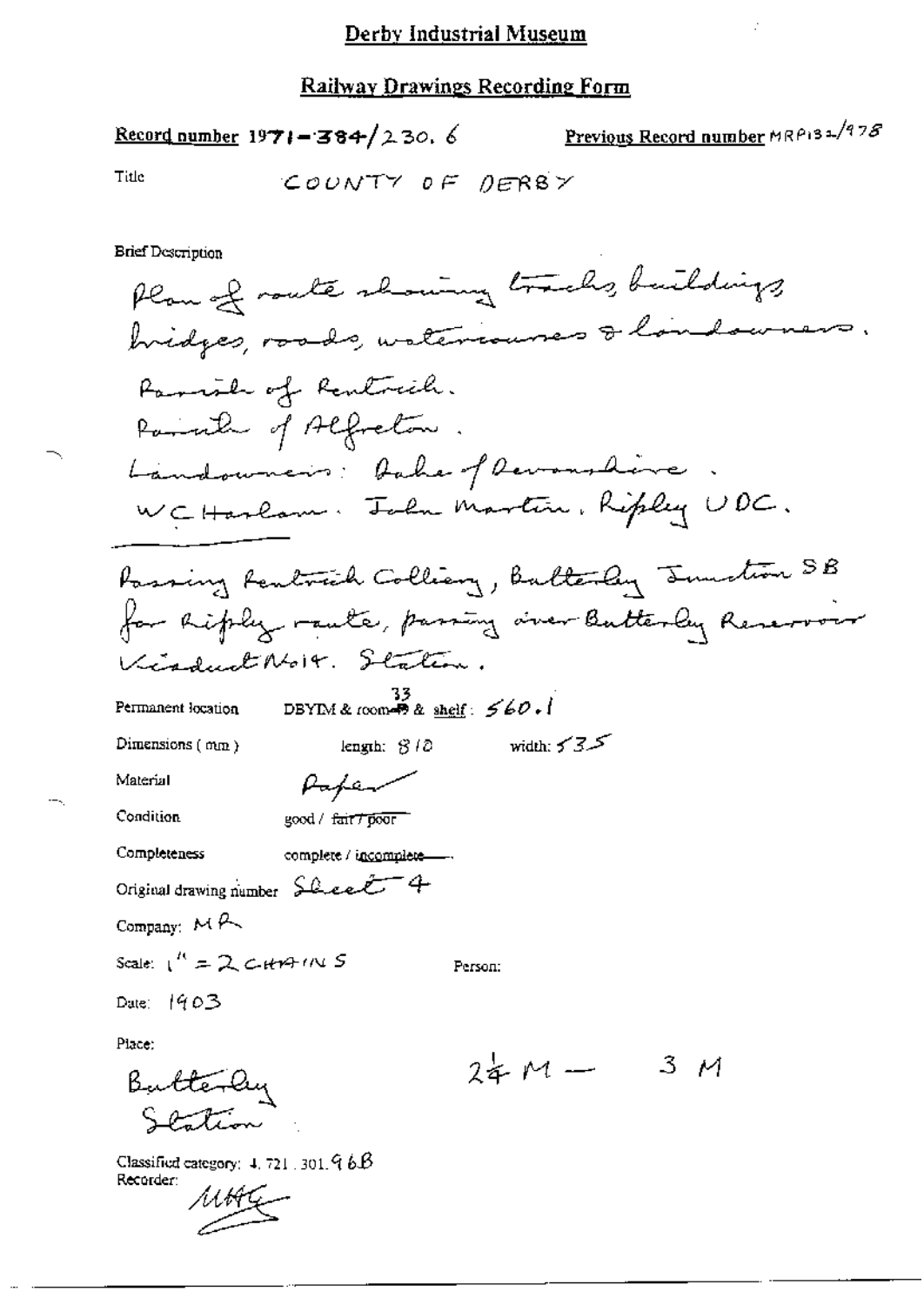# Derby Industrial Museum

## Railway Drawings Recording Form

**Record number** 1971-384/230.6 **Previous Record number** MRP132/978

Title COUNTY OF DERBY

Brief Description

Plan of route showing tracks, buildings bridges, roads, watercourses & landowners.

Parish of Pentrich.
Parish of Alfreton.
Landowners: Duke of Devonshire.
W C Haslam. John Martin. Ripley UDC.

---

Passing Pentrich Colliery, Butterley Junction SB for Ripley route, passing over Butterley Reservoir Viaduct No 14. Station.

Permanent location DBYIM & room 33 & shelf: 560.1

Dimensions (mm) length: 810 width: 535

Material Paper

Condition good / ~~fair / poor~~

Completeness complete / ~~incomplete~~

Original drawing number Sheet 4

Company: MR

Scale: 1" = 2 CHAINS

Person:

Date: 1903

Place:

Butterley Station

$2\frac{1}{4}$ M — 3 M

Classified category: 4.721.301.96B

Recorder: MHG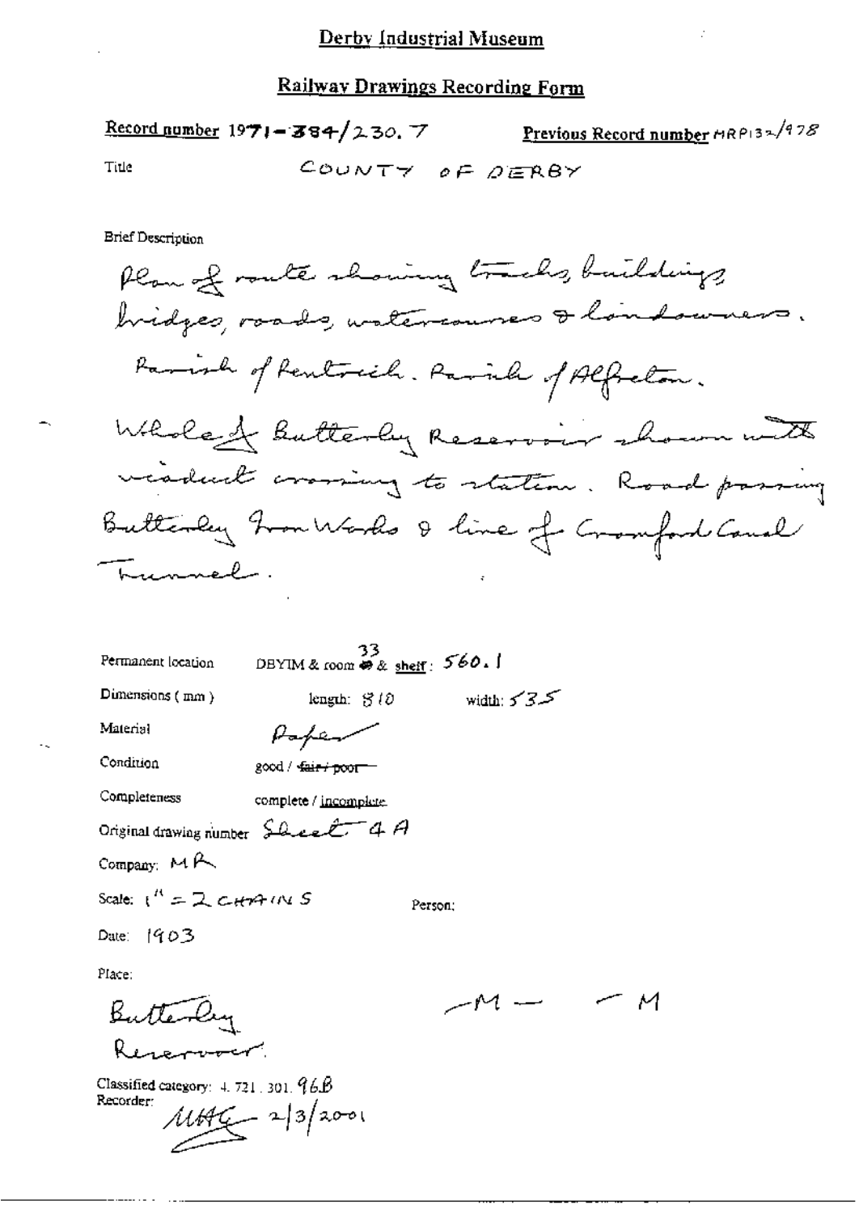# Derby Industrial Museum

## Railway Drawings Recording Form

**Record number** 1971-384/230.7 **Previous Record number** MRP132/978

Title COUNTY OF DERBY

Brief Description

Plan of route showing tracks, buildings, bridges, roads, watercourses & landowners. Parish of Pentrich. Parish of Alfreton. Whole of Butterley Reservoir shown with viaduct crossing to station. Road passing Butterley Iron Works & line of Cromford Canal Tunnel.

Permanent location DBYIM & room 33 & shelf: 560.1

Dimensions (mm) length: 810 width: 535

Material Paper

Condition good / ~~fair / poor~~

Completeness complete / incomplete

Original drawing number Sheet 4 A

Company: MR

Scale: 1" = 2 CHAINS

Person:

Date: 1903

Place:

Butterley Reservoir.

-M- -M

Classified category: 4.721.301.96B

Recorder: MAG 2/3/2001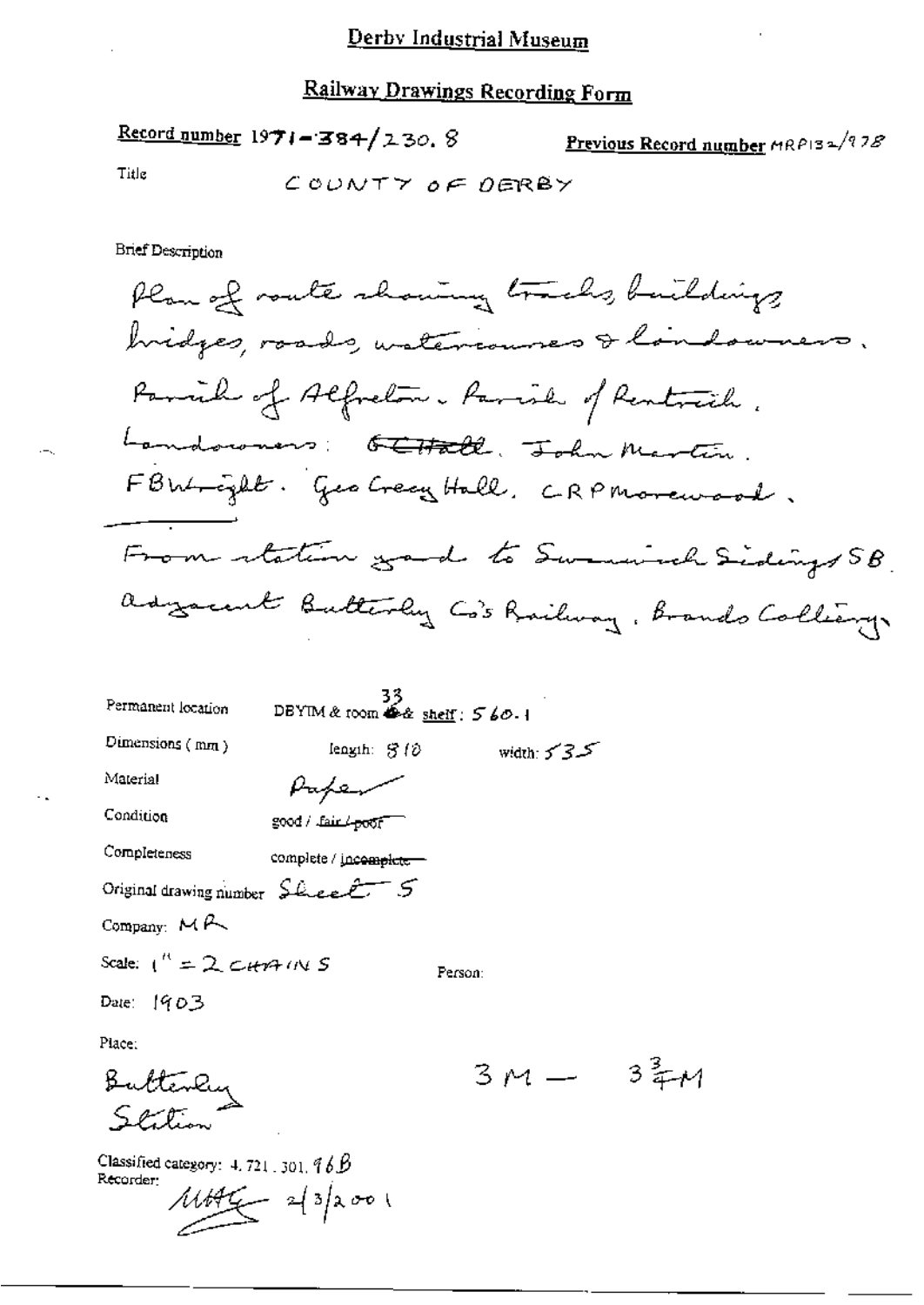# Derby Industrial Museum

## Railway Drawings Recording Form

**Record number** 1971-384/230.8 **Previous Record number** MRP132/978

Title COUNTY OF DERBY

Brief Description

Plan of route showing tracks, buildings bridges, roads, watercourses & landowners. Parish of Alfreton. Parish of Pentrich. Landowners: ~~G C Hall~~. John Martin. F B Wright. Geo Crecy Hall. C R P Morewood.

From station yard to Swanwick Sidings SB. Adjacent Butterley Co's Railway. Brands Colliery.

Permanent location DBYIM & room 33 & shelf: 560.1

Dimensions (mm) length: 810 width: 535

Material Paper

Condition good / ~~fair / poor~~

Completeness complete / ~~incomplete~~

Original drawing number Sheet 5

Company: MR

Scale: 1" = 2 CHAINS

Person:

Date: 1903

Place:

Butterley Station

3 M — 3¾ M

Classified category: 4.721.301.96B

Recorder: MHG 2/3/2001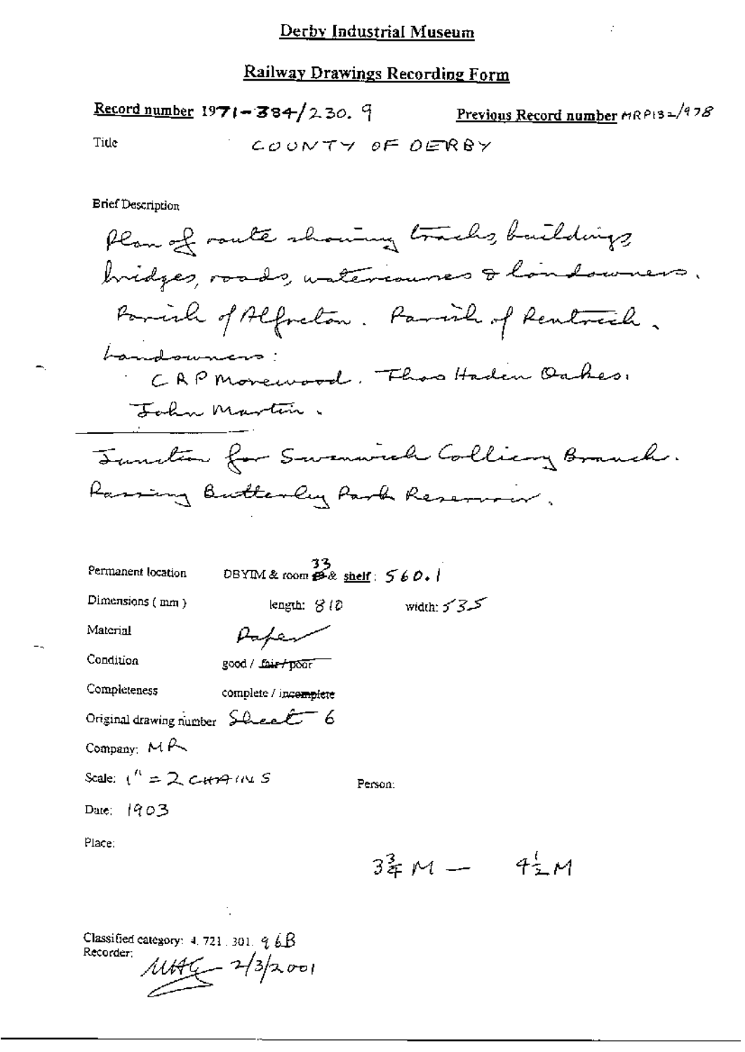## Derby Industrial Museum

### Railway Drawings Recording Form

**Record number** 1971-384/230. 9 **Previous Record number** MRP132/978

Title COUNTY OF DERBY

Brief Description

Plan of route showing tracks, buildings, bridges, roads, watercourses & landowners.
Parish of Alfreton. Parish of Pentrich.
Landowners:
CRP Morewood. Thos Haden Oakes.
John Martin.

Junction for Swanwick Colliery Branch.
Passing Butterley Park Reservoir.

Permanent location DBYIM & room 33 & shelf: 560.1

Dimensions (mm) length: 810 width: 535

Material Paper

Condition good / ~~fair / poor~~

Completeness complete / ~~incomplete~~

Original drawing number Sheet 6

Company: MR

Scale: 1" = 2 CHAINS

Person:

Date: 1903

Place:

$3\frac{3}{4}$M — $4\frac{1}{2}$M

Classified category: 4. 721. 301. 96B

Recorder: MAG 2/3/2001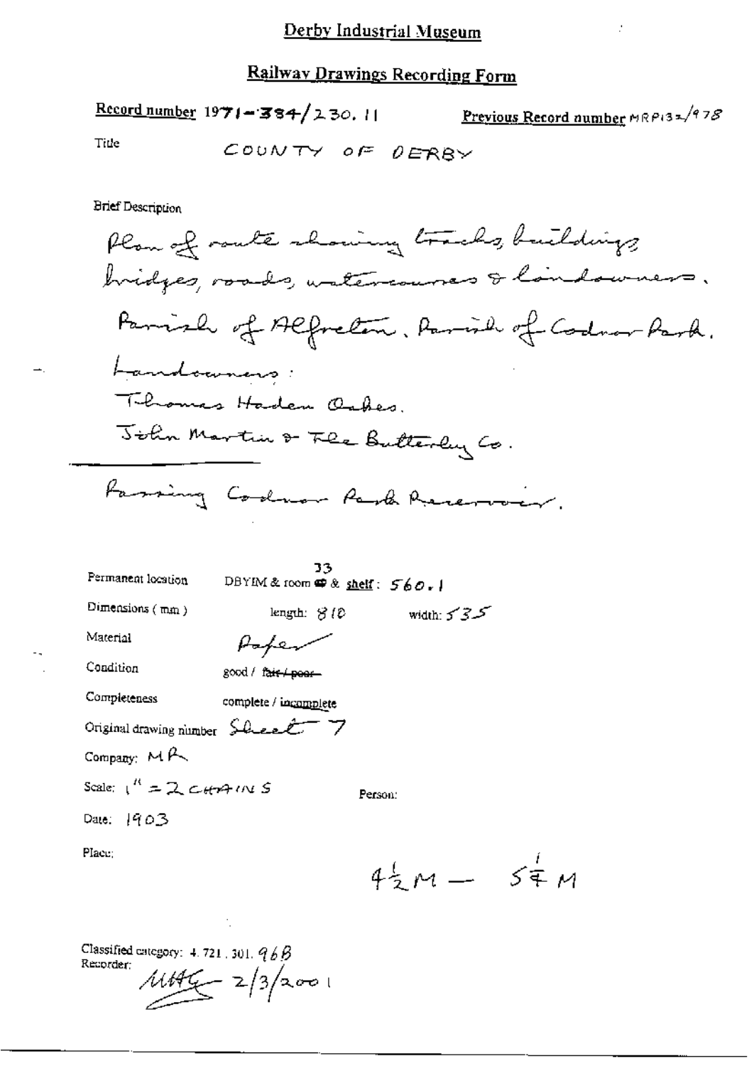# Derby Industrial Museum

## Railway Drawings Recording Form

**Record number** 1971-384/230.11 **Previous Record number** MRP132/978

Title COUNTY OF DERBY

Brief Description

Plan of route showing tracks, buildings bridges, roads, watercourses & landowners.

Parish of Alfreton. Parish of Codnor Park.

Landowners:

Thomas Haden Oakes.

John Martin & The Butterley Co.

Passing Codnor Park Reservoir.

Permanent location DBYIM & room 33 & shelf: 560.1

Dimensions (mm) length: 810 width: 535

Material Paper

Condition good / ~~fair / poor~~

Completeness complete / incomplete

Original drawing number Sheet 7

Company: MR

Scale: 1" = 2 CHAINS

Person:

Date: 1903

Place:

$4\frac{1}{2}$M — $5\frac{1}{4}$M

Classified category: 4.721.301.96B

Recorder: MHG 2/3/2001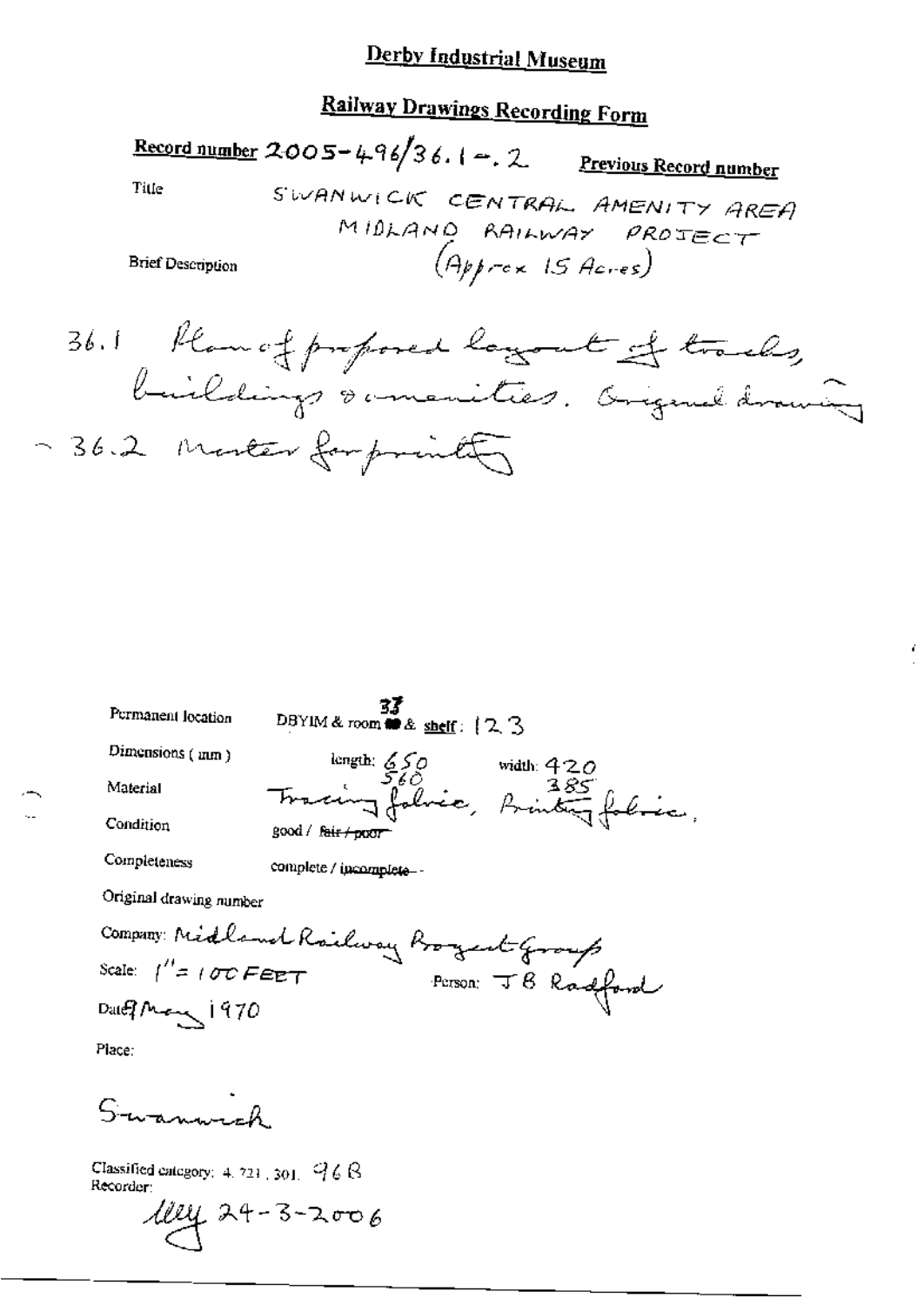# Derby Industrial Museum

## Railway Drawings Recording Form

**Record number** 2005-496/36.1-.2 **Previous Record number**

Title

SWANWICK CENTRAL AMENITY AREA
MIDLAND RAILWAY PROJECT
(Approx 15 Acres)

Brief Description

36.1 Plan of proposed layout of tracks, buildings & amenities. Original drawing
-36.2 Master for printing

Permanent location: DBYIM & room 37 & shelf: 12 3

Dimensions (mm): length: 650 / 560 width: 420 / 385

Material: Tracing fabric, Printing fabric,

Condition: good / ~~fair / poor~~

Completeness: complete / ~~incomplete~~

Original drawing number

Company: Midland Railway Project Group

Scale: 1" = 100 FEET Person: J B Radford

Date: May 1970

Place:

Swanwick

Classified category: 4.721.301. 96 B

Recorder:

24-3-2006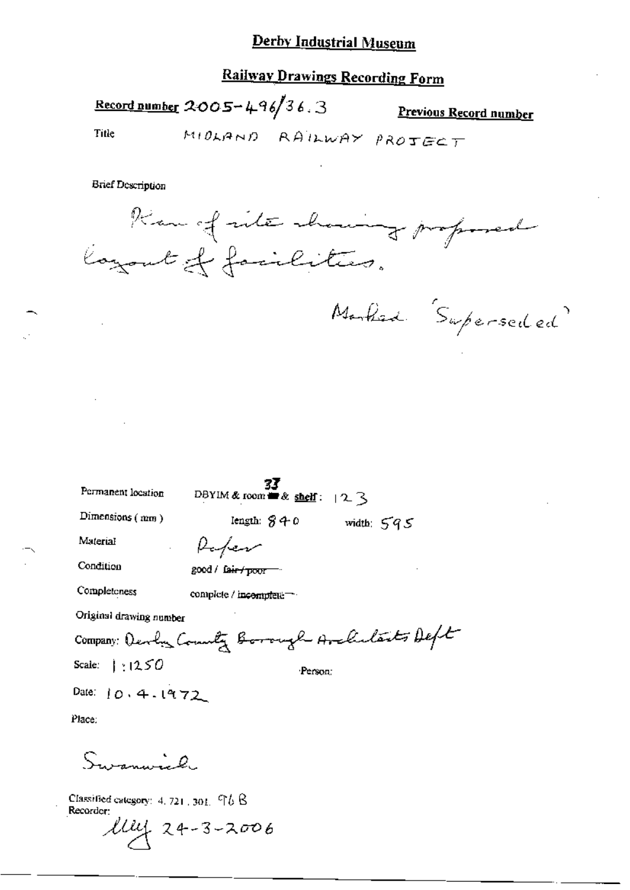# Derby Industrial Museum

## Railway Drawings Recording Form

**Record number** 2005-496/36.3

**Previous Record number**

Title MIDLAND RAILWAY PROJECT

Brief Description

Plan of site showing proposed layout of facilities.

Marked 'Superseded'

Permanent location DBYIM & room 33 & **shelf**: 123

Dimensions (mm) length: 840 width: 595

Material Paper

Condition good / ~~fair / poor~~

Completeness complete / ~~incomplete~~

Original drawing number

Company: Derby County Borough Architects Dept

Scale: 1:1250 Person:

Date: 10.4.1972

Place:

Swanwick

Classified category: 4.721.301. 96 B

Recorder: 24-3-2006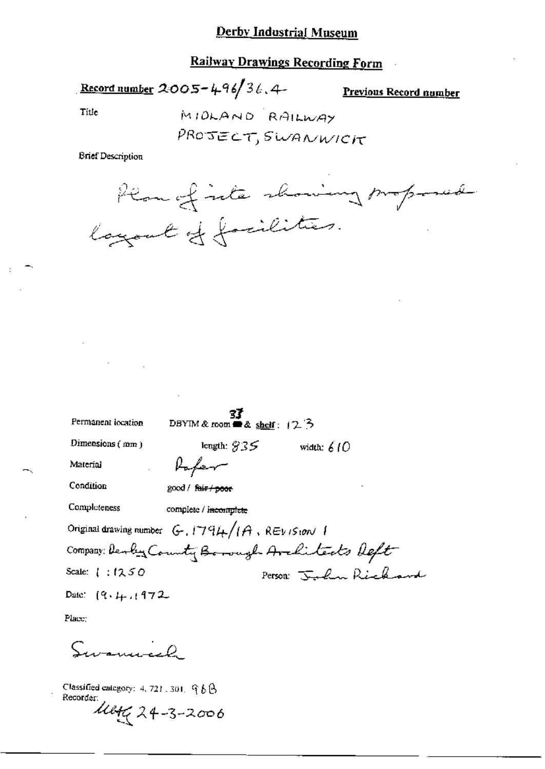# Derby Industrial Museum

## Railway Drawings Recording Form

**Record number** 2005-496/36.4 **Previous Record number**

Title MIDLAND RAILWAY PROJECT, SWANWICK

Brief Description

Plan of site showing proposed layout of facilities.

Permanent location DBYIM & room 37 & shelf: 123

Dimensions (mm) length: 835 width: 610

Material Paper

Condition good / ~~fair / poor~~

Completeness complete / ~~incomplete~~

Original drawing number G.1794/1A, REVISION 1

Company: Derby County Borough Architects Dept

Scale: 1:1250 Person: John Richard

Date: 19.4.1972

Place:

Swanwick

Classified category: 4, 721, 301, 96B

Recorder:

MHG 24-3-2006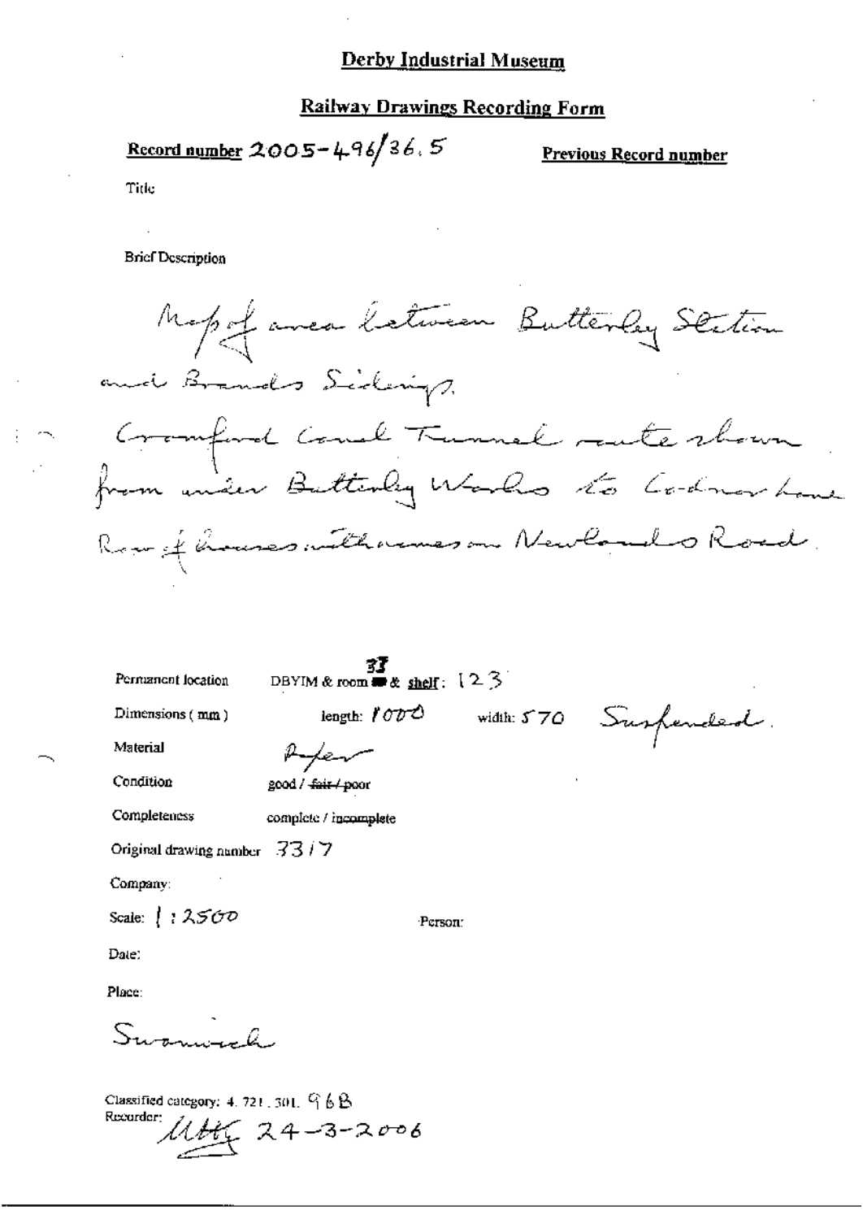# Derby Industrial Museum

## Railway Drawings Recording Form

**Record number** 2005-496/36.5 **Previous Record number**

Title

Brief Description

Map of area between Butterley Station and Brands Sidings.
Cromford Canal Tunnel route shown from under Butterley Works to Codnor Lane.
Row of houses with names on Newlands Road.

Permanent location DBYIM & room 37 & shelf: 123

Dimensions (mm) length: 1000 width: 570 Suspended.

Material Paper

Condition good / ~~fair / poor~~

Completeness complete / ~~incomplete~~

Original drawing number 3317

Company:

Scale: 1 : 2500 Person:

Date:

Place:

Swanwick

Classified category: 4.721.301.96B
Recorder: UHK 24-3-2006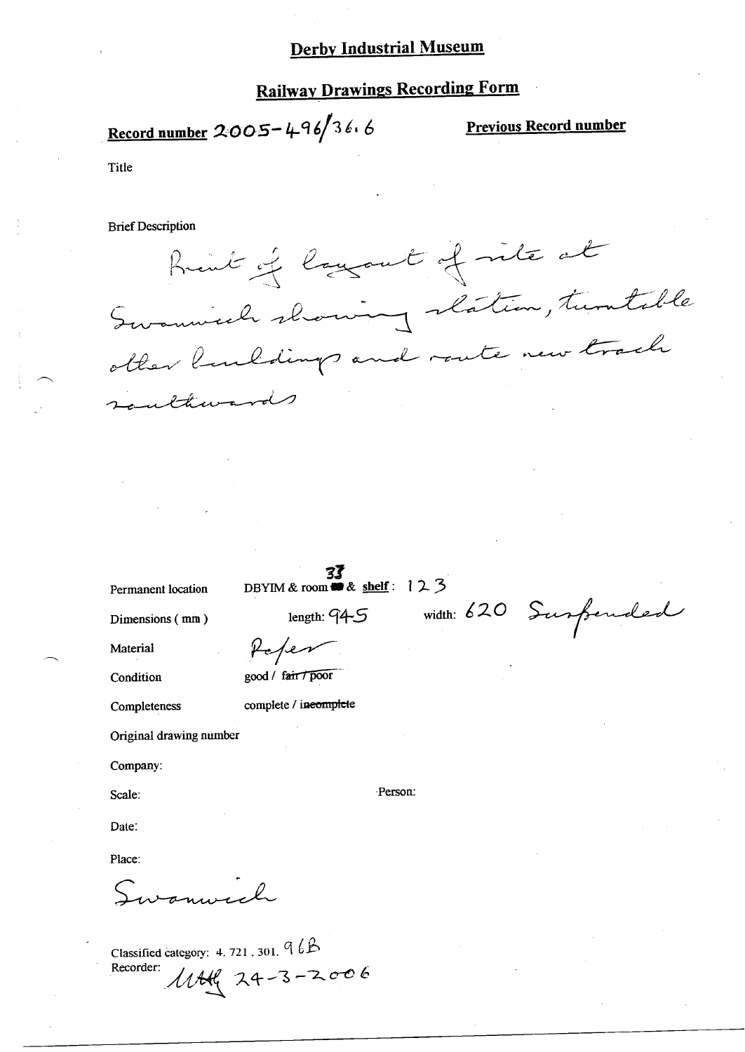# Derby Industrial Museum

## Railway Drawings Recording Form

**Record number** 2005-496/36.6

**Previous Record number**

Title

Brief Description

Print of layout of site at Swanwick showing station, turntable other buildings and route new track southwards

Permanent location DBYIM & room 33 & **shelf**: 123

Dimensions ( mm ) length: 945 width: 620 Suspended

Material Paper

Condition good / ~~fair / poor~~

Completeness complete / ~~incomplete~~

Original drawing number

Company:

Scale: Person:

Date:

Place:

Swanwick

Classified category: 4. 721 . 301. 96B

Recorder: MAH 24-3-2006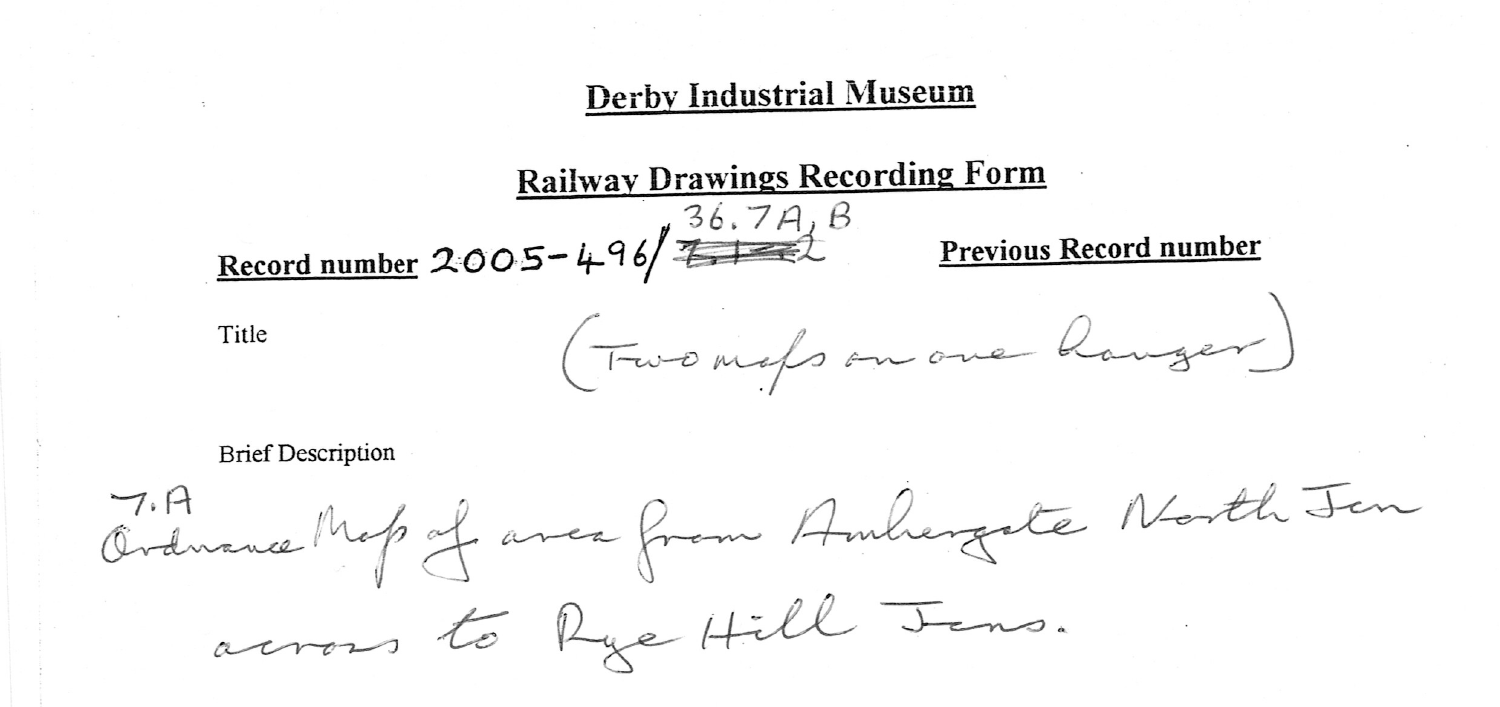## Derby Industrial Museum

## Railway Drawings Recording Form

**Record number** 2005-496/36.7A, B ~~7.1~~ **Previous Record number**

Title (Two maps on one hanger)

Brief Description

7.A
Ordnance Map of area from Ambergate North Jcn across to Rye Hill Jcns.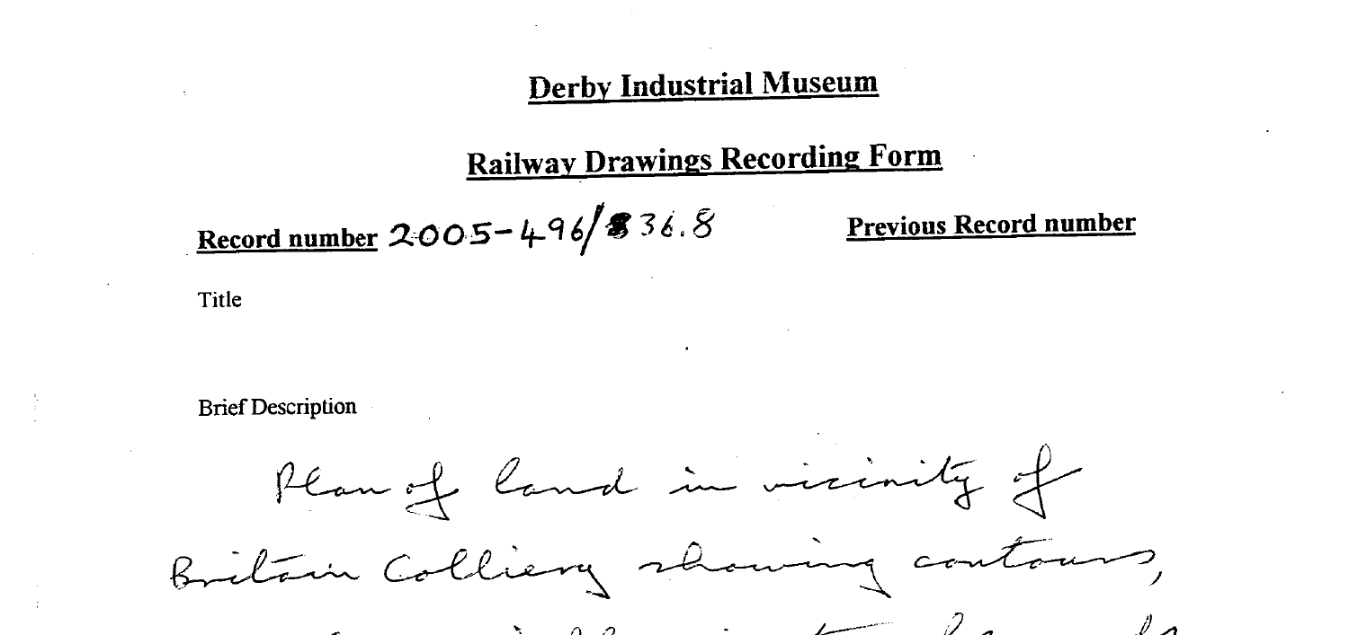# Derby Industrial Museum

## Railway Drawings Recording Form

**Record number** 2005-496/36.8 **Previous Record number**

Title

Brief Description

Plan of land in vicinity of Britain Colliery showing contours,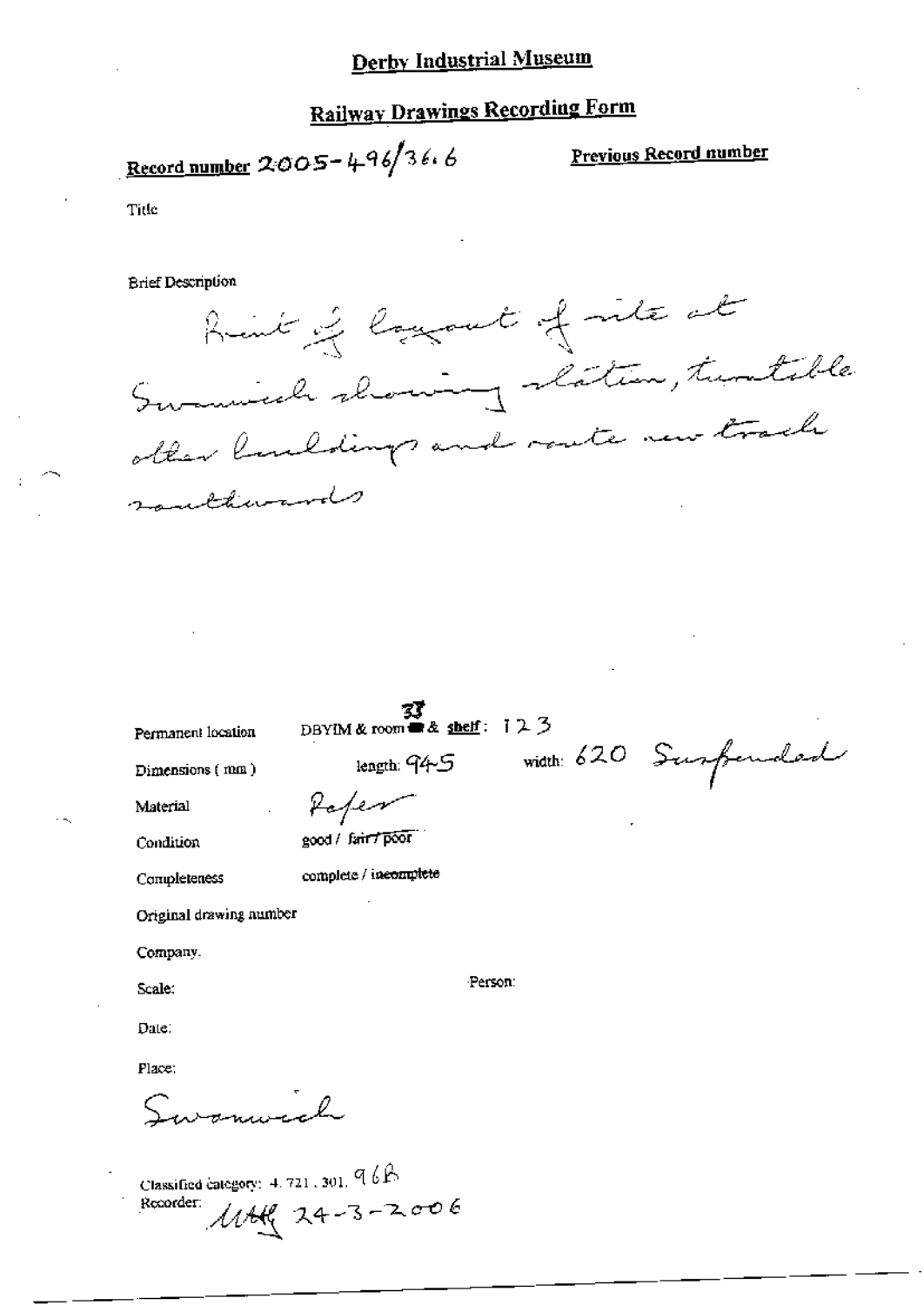# Derby Industrial Museum

## Railway Drawings Recording Form

**Record number** 2005-496/36.6

**Previous Record number**

Title

Brief Description

Print of layout of site at Swanwick showing station, turntable other buildings and route new track southwards

Permanent location DBYIM & room 33 & shelf: 123

Dimensions (mm) length: 945 width: 620 Suspended

Material Paper

Condition good / ~~fair / poor~~

Completeness complete / ~~incomplete~~

Original drawing number

Company.

Scale: Person:

Date:

Place:

Swanwick

Classified category: 4.721.301.96B

Recorder: MAH 24-3-2006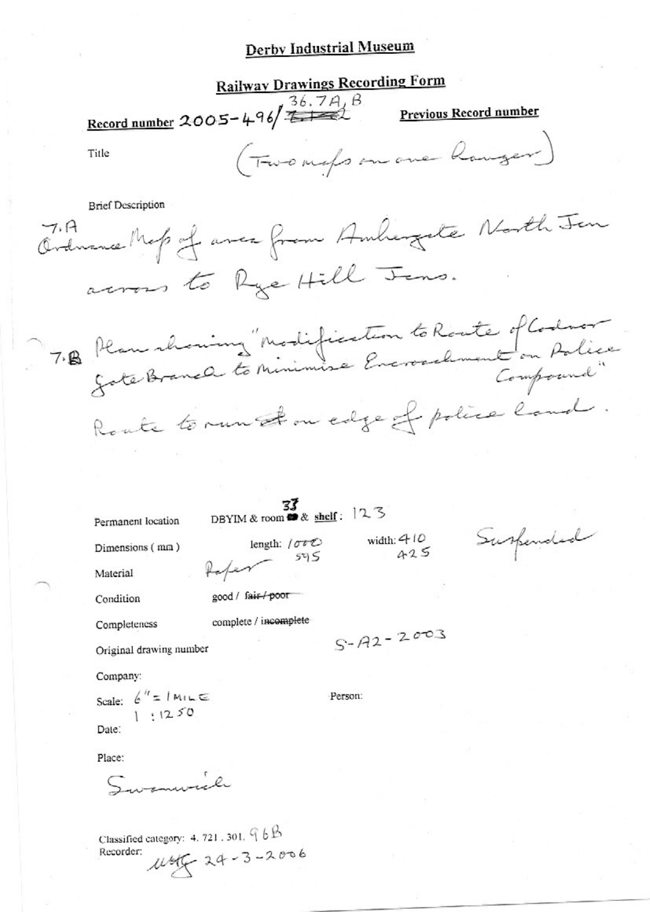# Derby Industrial Museum

## Railway Drawings Recording Form

**Record number** 2005-496/36.7A, B

**Previous Record number**

Title (Two maps on one hanger)

Brief Description

7.A Ordnance Map of area from Ambergate North Jcn across to Rye Hill Jcns.

7.B Plan showing "Modification to Route of Codnor Gate Branch to Minimise Encroachment on Police Compound" Route to run on edge of police land.

Permanent location DBYIM & room 33 & shelf: 123

Dimensions (mm) length: 1000 595 width: 410 425 Suspended

Material Paper

Condition good / ~~fair / poor~~

Completeness complete / ~~incomplete~~

Original drawing number S-A2-2003

Company:

Scale: 6" = 1 MILE 1 : 1250

Person:

Date:

Place:

Swanwick

Classified category: 4. 721. 301. 96B

Recorder: UHG 24-3-2006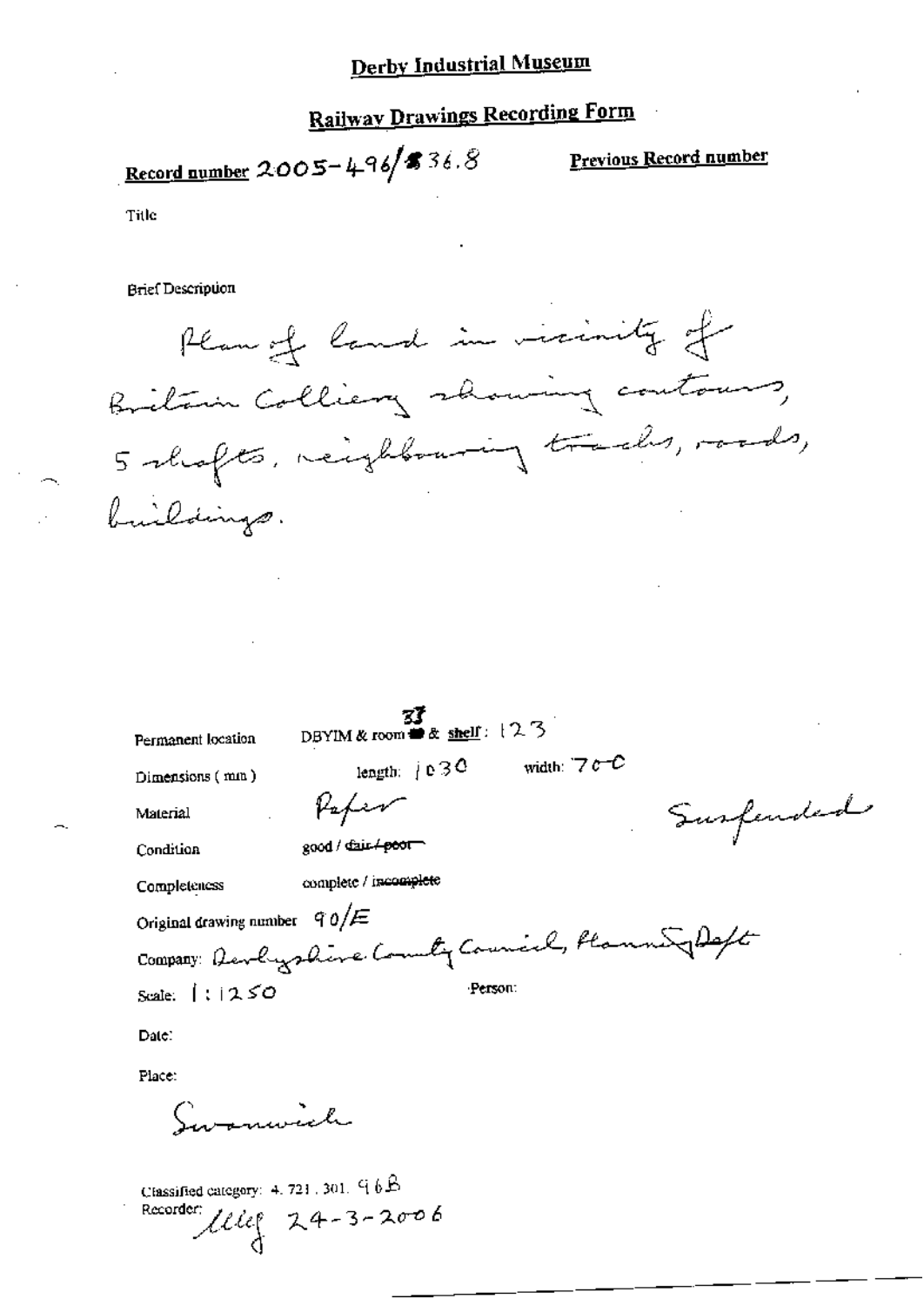# Derby Industrial Museum

## Railway Drawings Recording Form

**Record number** 2005-496/36.8

**Previous Record number**

Title

Brief Description

Plan of land in vicinity of Britain Colliery showing contours, 5 shafts, neighbouring tracks, roads, buildings.

Permanent location: DBYIM & room 33 & shelf: 123

Dimensions (mm): length: 1030 width: 700

Material: Paper

Suspended

Condition: good / ~~fair / poor~~

Completeness: complete / ~~incomplete~~

Original drawing number: 90/E

Company: Derbyshire County Council, Planning Dept

Scale: 1:1250

Person:

Date:

Place:

Swanwick

Classified category: 4.721.301.96B

Recorder: [initials] 24-3-2006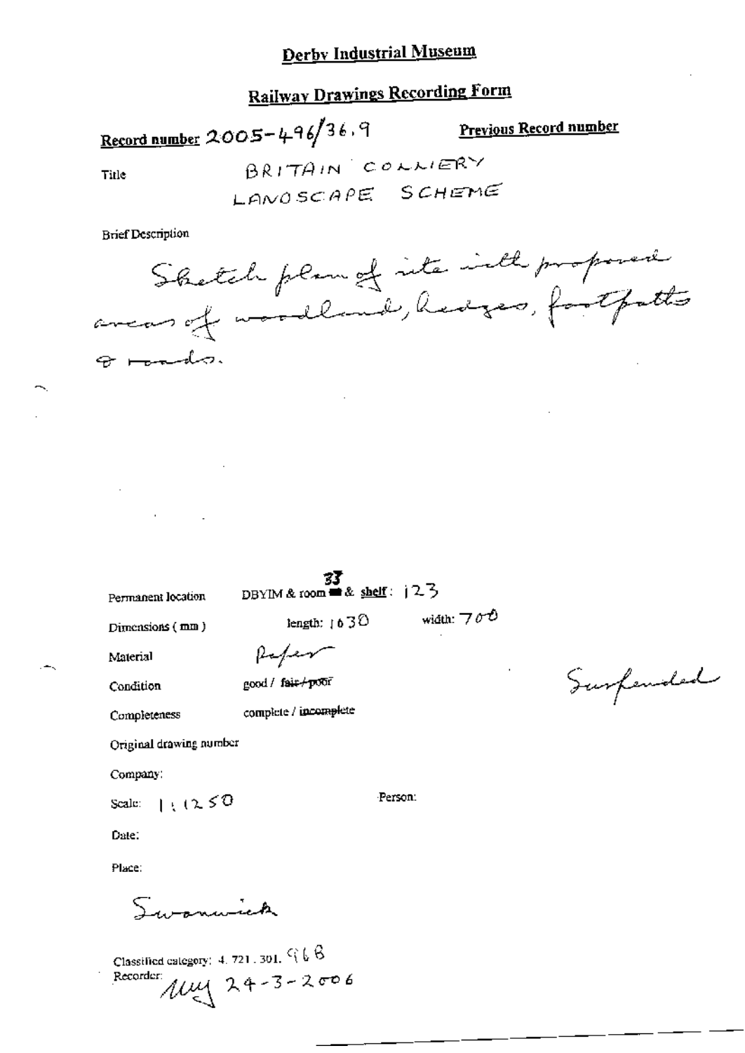# Derby Industrial Museum

## Railway Drawings Recording Form

**Record number** 2005-496/36.9 **Previous Record number**

Title BRITAIN COLLIERY LANDSCAPE SCHEME

Brief Description

Sketch plan of site with proposed areas of woodland, hedges, footpaths & roads.

Permanent location DBYIM & room 33 & shelf: 123

Dimensions (mm) length: 1630 width: 700

Material Paper

Condition good / ~~fair / poor~~

Completeness complete / ~~incomplete~~

Suspended

Original drawing number

Company:

Scale: 1:1250 Person:

Date:

Place:

Swanwick

Classified category: 4.721.301.968

Recorder: MM 24-3-2006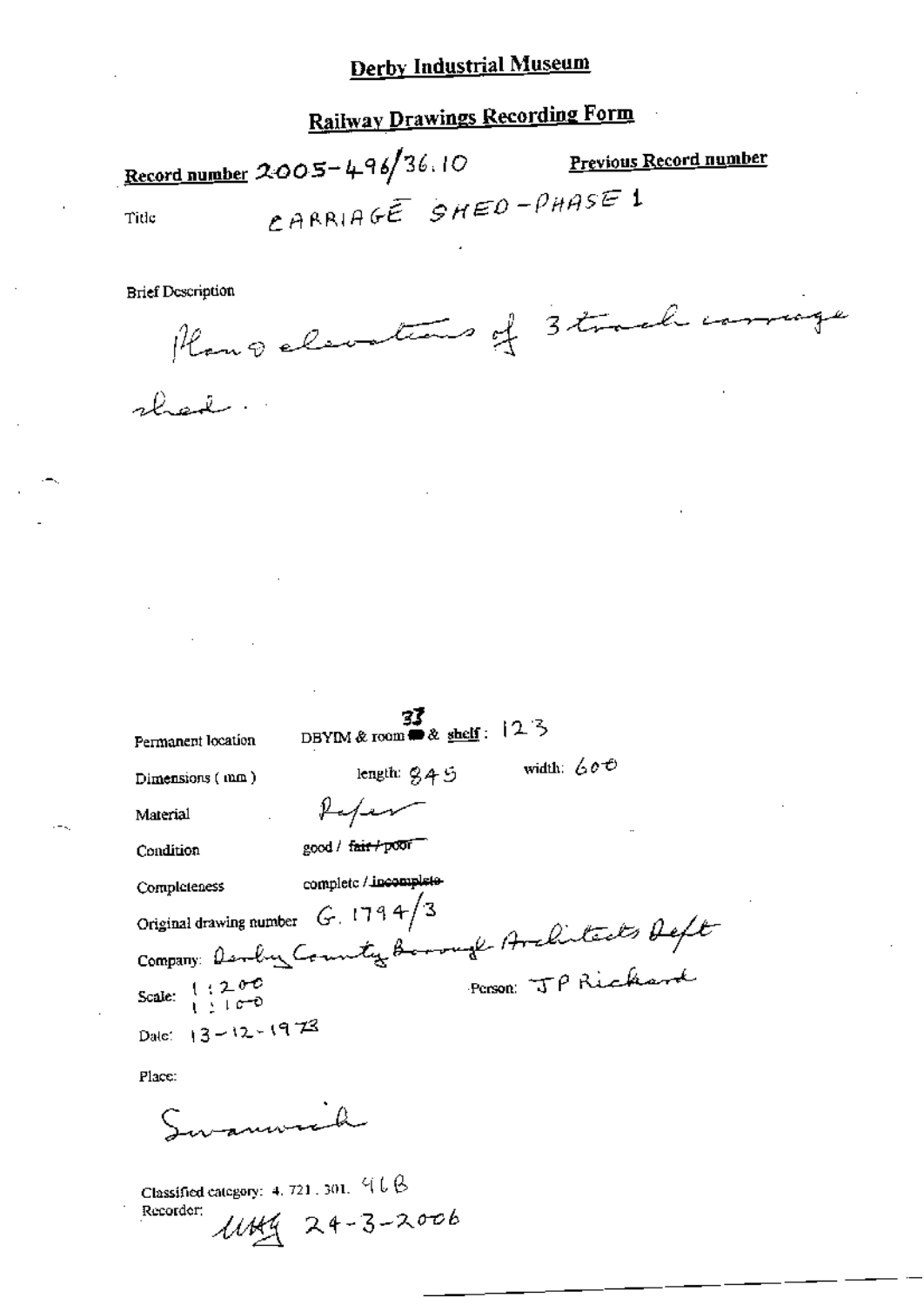# Derby Industrial Museum

## Railway Drawings Recording Form

**Record number** 2005-496/36.10 **Previous Record number**

Title CARRIAGE SHED-PHASE 1

Brief Description

Plan & elevations of 3 track carriage shed.

Permanent location DBYIM & room 33 & shelf: 123

Dimensions (mm) length: 845 width: 600

Material Paper

Condition good / ~~fair / poor~~

Completeness complete / ~~incomplete~~

Original drawing number G.1794/3

Company: Derby County Borough Architects Dept

Scale: 1:200 1:100 Person: JP Rickard

Date: 13-12-1973

Place:

Swanwick

Classified category: 4.721.301. 46B

Recorder: MHG 24-3-2006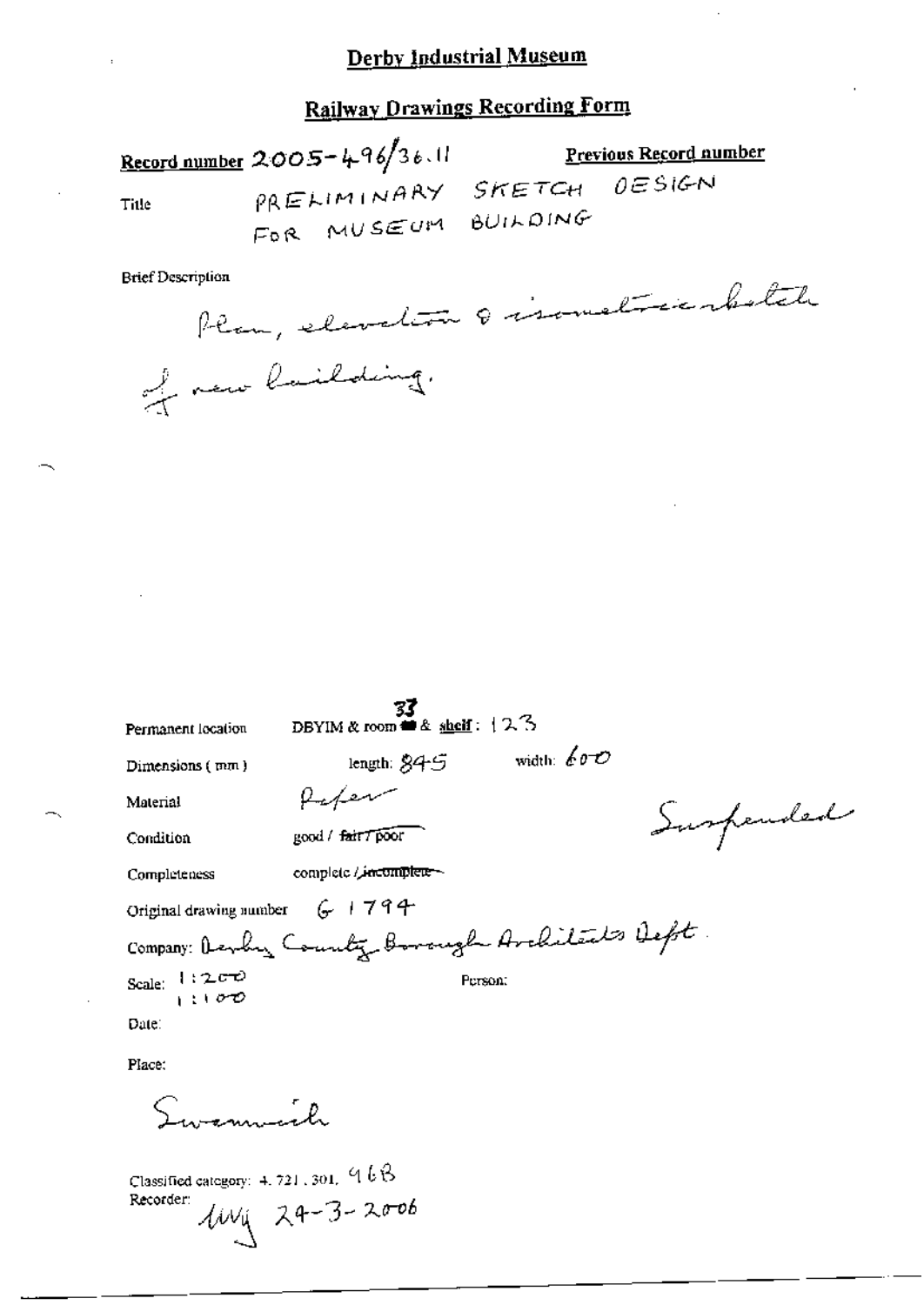# Derby Industrial Museum

## Railway Drawings Recording Form

**Record number** 2005-496/36.11

**Previous Record number**

Title: PRELIMINARY SKETCH DESIGN FOR MUSEUM BUILDING

Brief Description

Plan, elevation & isometric sketch of new building.

Permanent location: DBYIM & room 33 & shelf: 123

Dimensions (mm): length: 845 width: 600

Material: Paper

Condition: good / ~~fair / poor~~

Completeness: complete / ~~incomplete~~

Suspended

Original drawing number: G 1794

Company: Derby County Borough Architects Dept.

Scale: 1:200, 1:100

Person:

Date:

Place:

Swanwick

Classified category: 4.721.301.96B

Recorder: MVJ 24-3-2006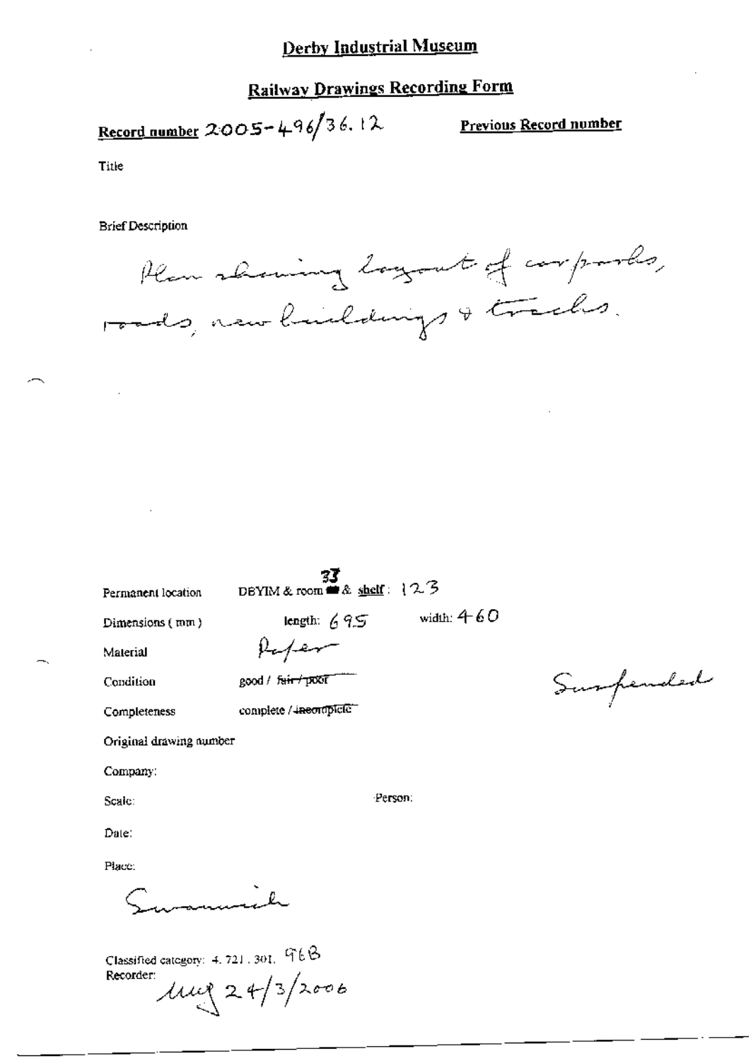# Derby Industrial Museum

## Railway Drawings Recording Form

**Record number** 2005-496/36.12

**Previous Record number**

Title

Brief Description

Plan showing layout of car parks, roads, new buildings & tracks.

Permanent location DBYIM & room 37 & shelf: 123

Dimensions (mm) length: 695 width: 460

Material Paper

Condition good / ~~fair / poor~~

Completeness complete / ~~incomplete~~

Suspended

Original drawing number

Company:

Scale: Person:

Date:

Place:

Swanwick

Classified category: 4.721.301. 96B

Recorder: mg 24/3/2006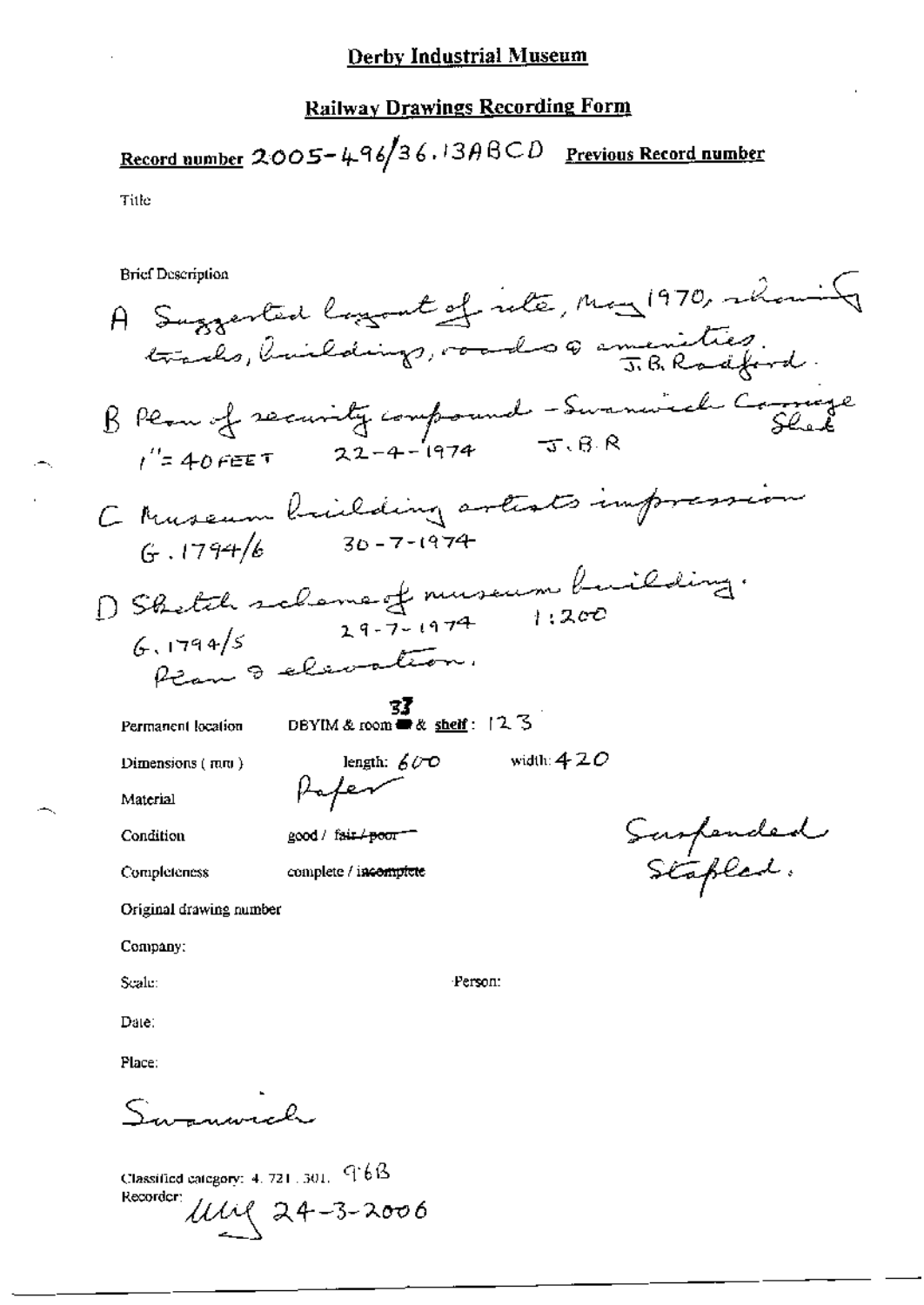# Derby Industrial Museum

## Railway Drawings Recording Form

**Record number** 2005-496/36.13ABCD **Previous Record number**

Title

Brief Description

A Suggested layout of site, May 1970, showing tracks, buildings, roads & amenities. J.B. Radford.

B Plan of security compound - Swanwick Carriage Shed
1" = 40 FEET 22-4-1974 J.B.R

C Museum building artists impression
G.1794/6 30-7-1974

D Sketch scheme of museum building.
G.1794/5 29-7-1974 1:200
Plan & elevation.

Permanent location DBYIM & room 37 & shelf: 123

Dimensions (mm) length: 600 width: 420

Material Paper

Condition good / ~~fair / poor~~

Completeness complete / ~~incomplete~~

Suspended
Stapled.

Original drawing number

Company:

Scale: Person:

Date:

Place:

Swanwick

Classified category: 4.721.301. 96B

Recorder: MM 24-3-2006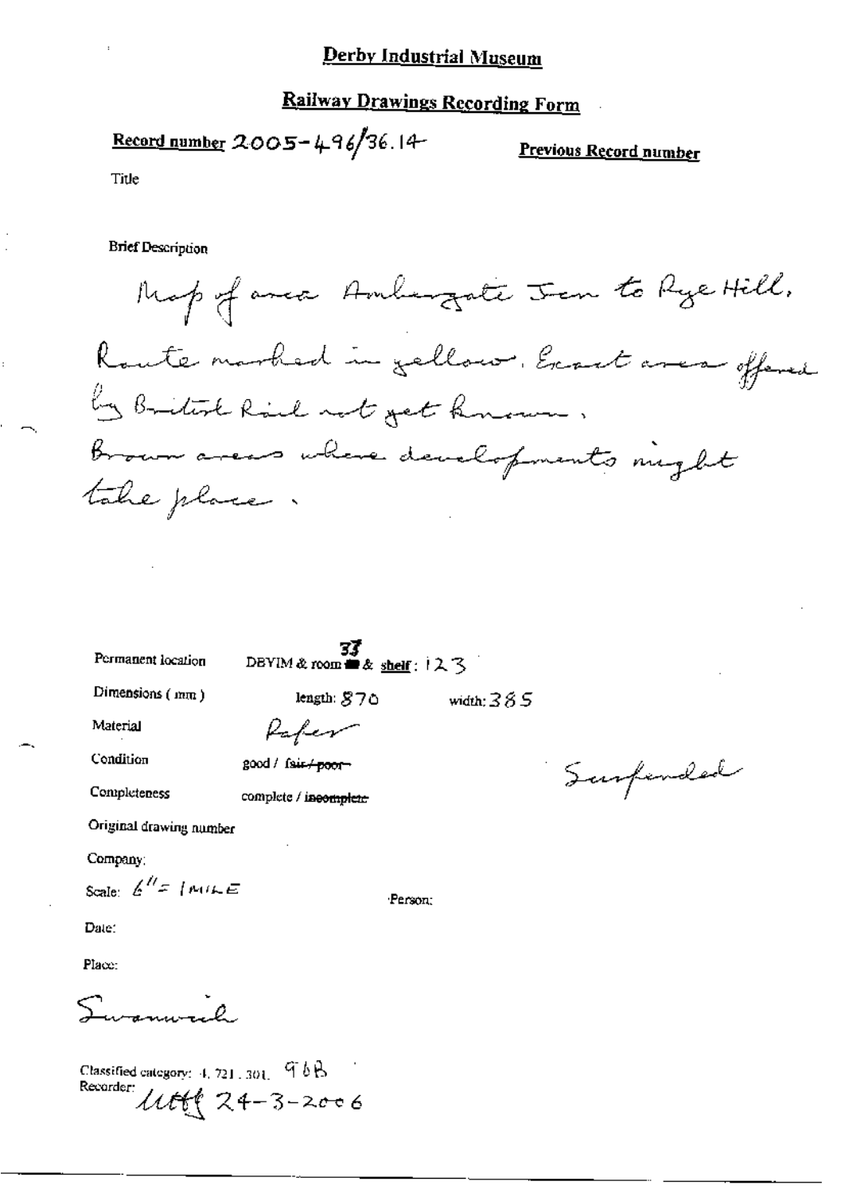# Derby Industrial Museum

## Railway Drawings Recording Form

**Record number** 2005-496/36.14

**Previous Record number**

Title

Brief Description

Map of area Ambergate Jcn to Rye Hill. Route marked in yellow. Exact area offered by British Rail not yet known. Brown areas where developments might take place.

Permanent location: DBYIM & room 37 & shelf: 123

Dimensions (mm): length: 870 width: 385

Material: Paper

Condition: good / ~~fair / poor~~

Completeness: complete / ~~incomplete~~

Suspended

Original drawing number

Company:

Scale: 6" = 1 MILE

Person:

Date:

Place:

Swanwick

Classified category: 4.721.301. 96B

Recorder: Uttf 24-3-2006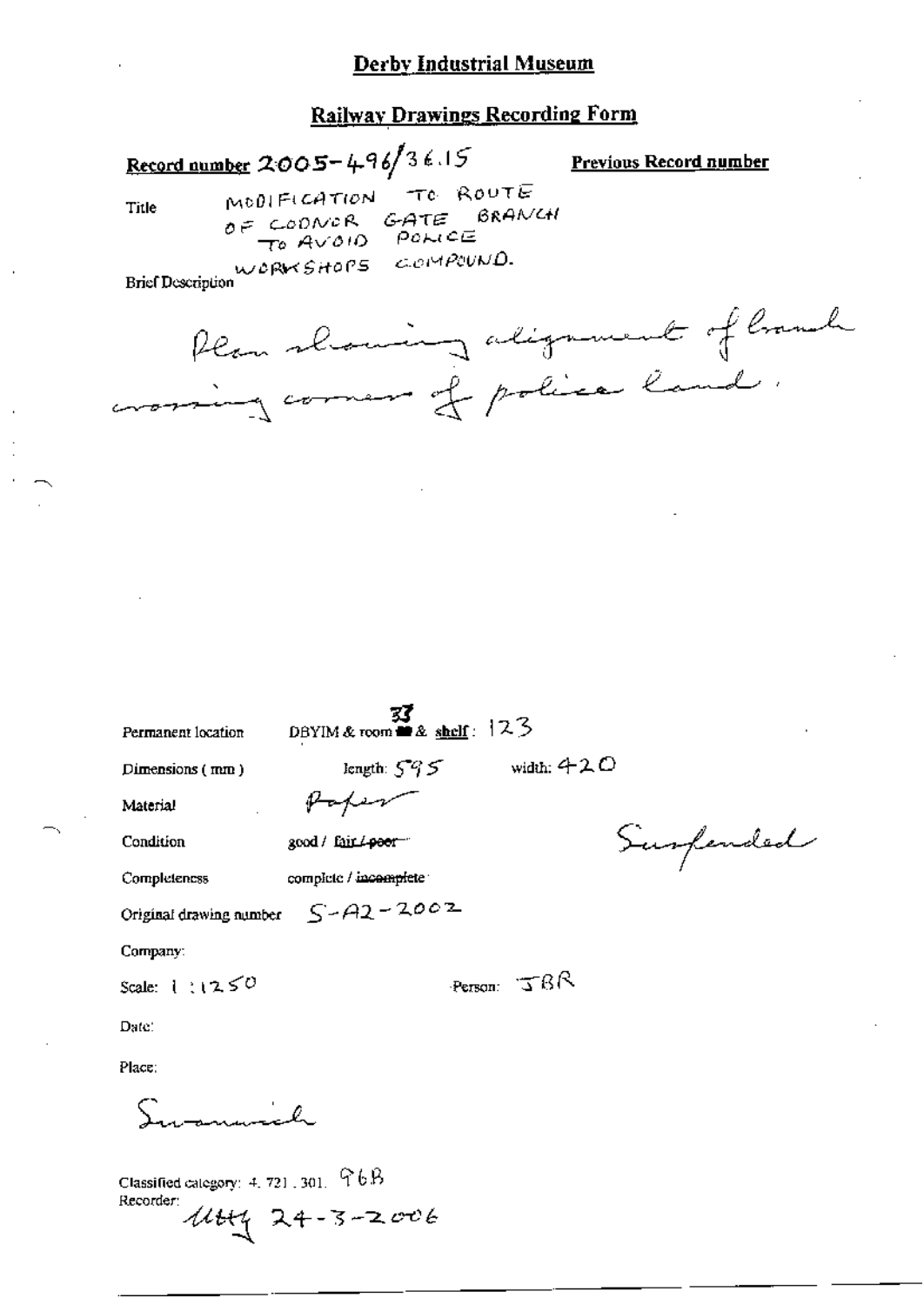# Derby Industrial Museum

## Railway Drawings Recording Form

**Record number** 2005-496/36.15 **Previous Record number**

Title: MODIFICATION TO ROUTE OF CODNOR GATE BRANCH TO AVOID POLICE WORKSHOPS COMPOUND.

Brief Description: Plan showing alignment of branch crossing corner of police land.

Permanent location: DBYIM & room 33 & shelf: 123

Dimensions (mm): length: 595 width: 420

Material: Paper

Condition: good / fair / ~~poor~~ Sunfended

Completeness: complete / ~~incomplete~~

Original drawing number: S-A2-2002

Company:

Scale: 1:1250 Person: JBR

Date:

Place:

Swanwick

Classified category: 4. 721. 301. 96B

Recorder: 24-3-2006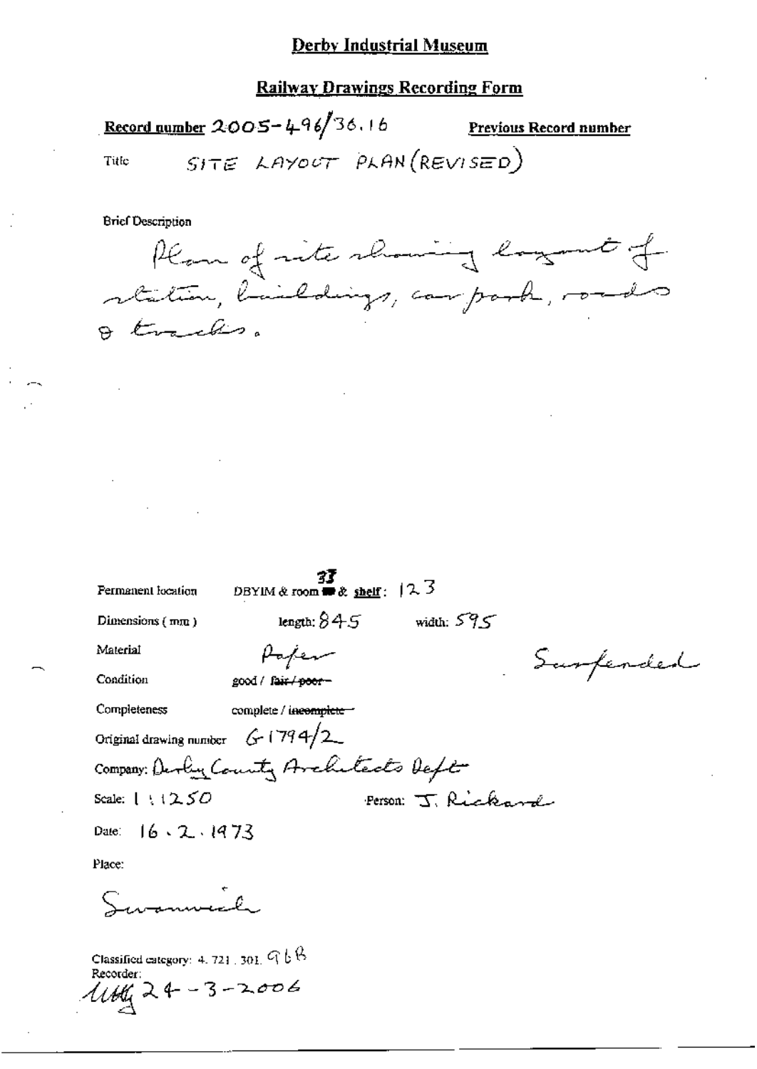## Derby Industrial Museum

## Railway Drawings Recording Form

**Record number** 2005-496/36.16 **Previous Record number**

Title SITE LAYOUT PLAN (REVISED)

Brief Description

Plan of site showing layout of station, buildings, car park, roads & tracks.

Permanent location DBYIM & room 37 & shelf: 123

Dimensions (mm) length: 845 width: 595

Material Paper

Condition good / ~~fair / poor~~

Completeness complete / ~~incomplete~~

Suspended

Original drawing number G1794/2

Company: Derby County Architects Dept

Scale: 1:1250 Person: J. Rickard

Date: 16.2.1973

Place:

Swanwick

Classified category: 4.721.301.96B

Recorder:

MBG 24-3-2006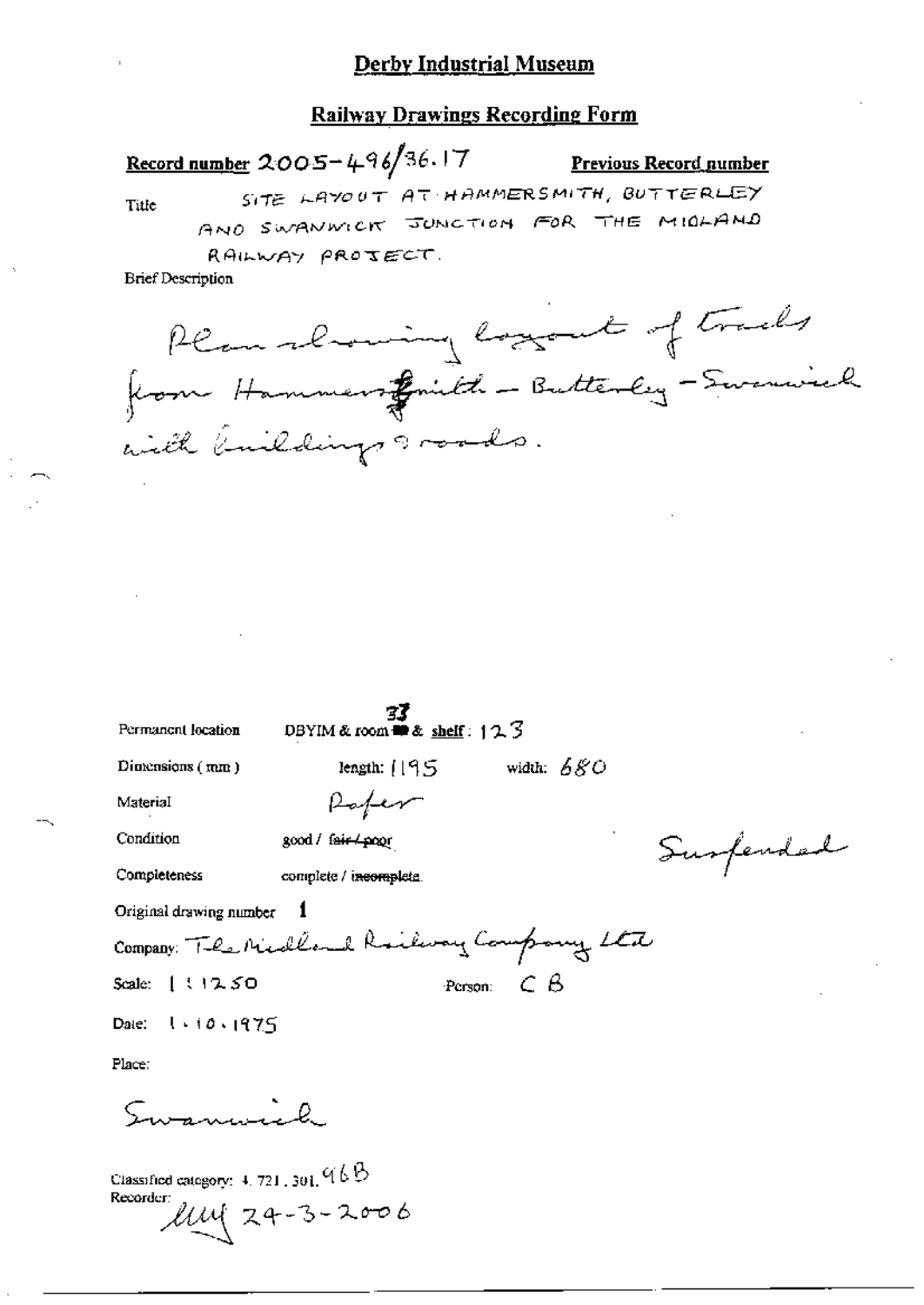# Derby Industrial Museum

## Railway Drawings Recording Form

**Record number** 2005-496/36.17 **Previous Record number**

Title SITE LAYOUT AT HAMMERSMITH, BUTTERLEY AND SWANWICK JUNCTION FOR THE MIDLAND RAILWAY PROJECT.

Brief Description

Plan showing layout of tracks from Hammersmith – Butterley – Swanwick with buildings & roads.

Permanent location DBYIM & room 37 & shelf : 123

Dimensions ( mm ) length: 1195 width: 680

Material Paper

Condition good / ~~fair / poor~~ Suspended

Completeness complete / ~~incomplete~~

Original drawing number 1

Company: The Midland Railway Company Ltd

Scale: 1:1250 Person: C B

Date: 1.10.1975

Place:

Swanwick

Classified category: 4. 721. 301. 96B

Recorder: MM 24-3-2006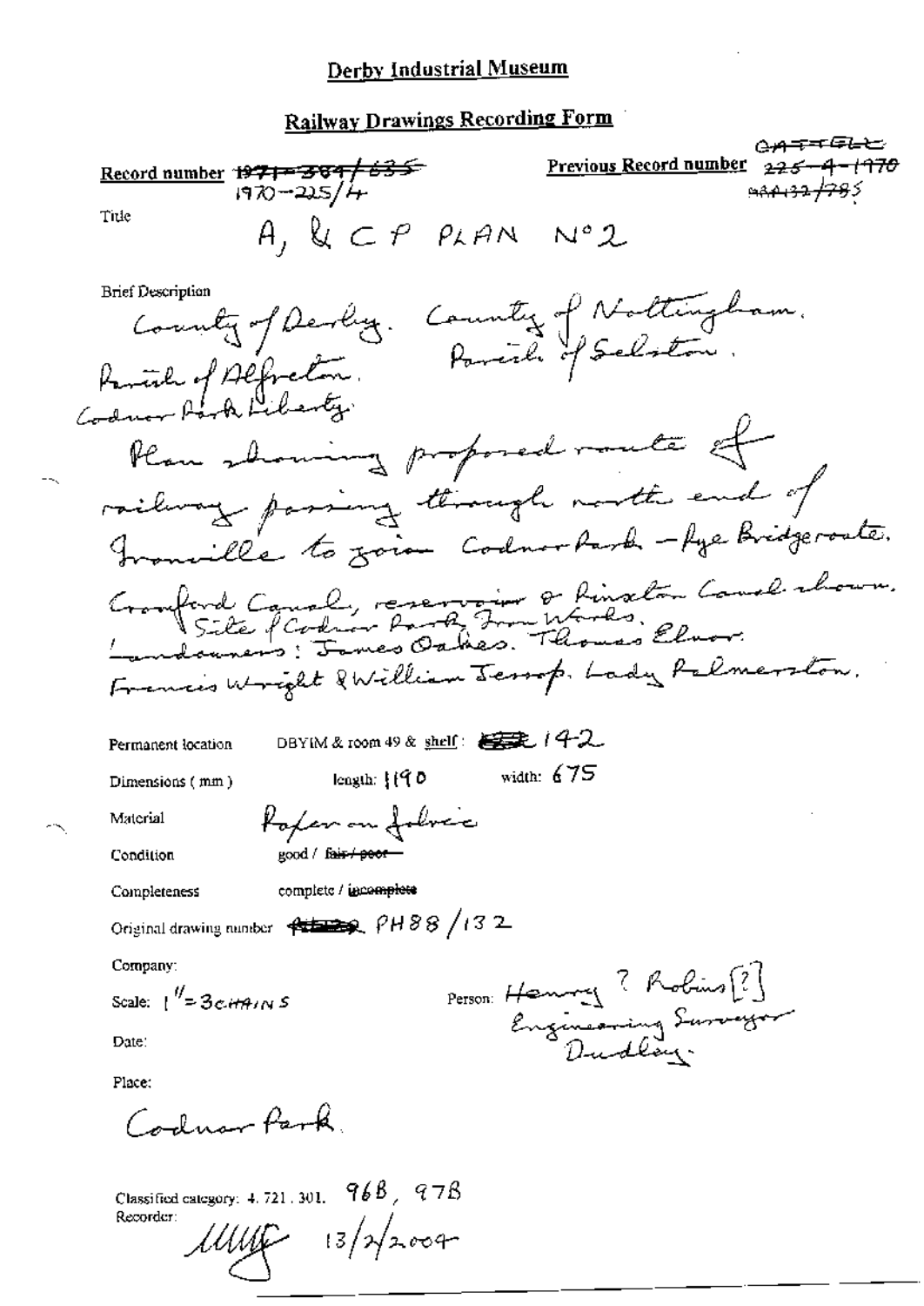# Derby Industrial Museum

## Railway Drawings Recording Form

**Record number** ~~1971-384/635~~ 1970-225/4

**Previous Record number** ~~GATTELL~~ ~~225-4-1970~~ ~~9AA132/785~~

Title: A, & C P PLAN No 2

Brief Description:

County of Derby. County of Nottingham.
Parish of Alfreton. Parish of Selston.
Codnor Park Liberty.
Plan showing proposed route of railway passing through north end of Ironville to join Codnor Park - Pye Bridge route.
Cromford Canal, reservoir & Pinxton Canal shown.
Site of Codnor Park Iron Works.
Landowners: James Oakes. Thomas Elnor.
Francis Wright & William Jessop. Lady Palmerston.

Permanent location: DBYIM & room 49 & shelf: ~~___~~ 142

Dimensions (mm): length: 1190 width: 675

Material: Paper on fabric

Condition: good / ~~fair / poor~~

Completeness: complete / ~~incomplete~~

Original drawing number: ~~___~~ PH88/132

Company:

Scale: 1" = 3 CHAINS

Person: Henry ? Robins [?] Engineering Surveyor Dudley.

Date:

Place:

Codnor Park.

Classified category: 4.721.301. 96B, 97B

Recorder: [signature] 13/2/2004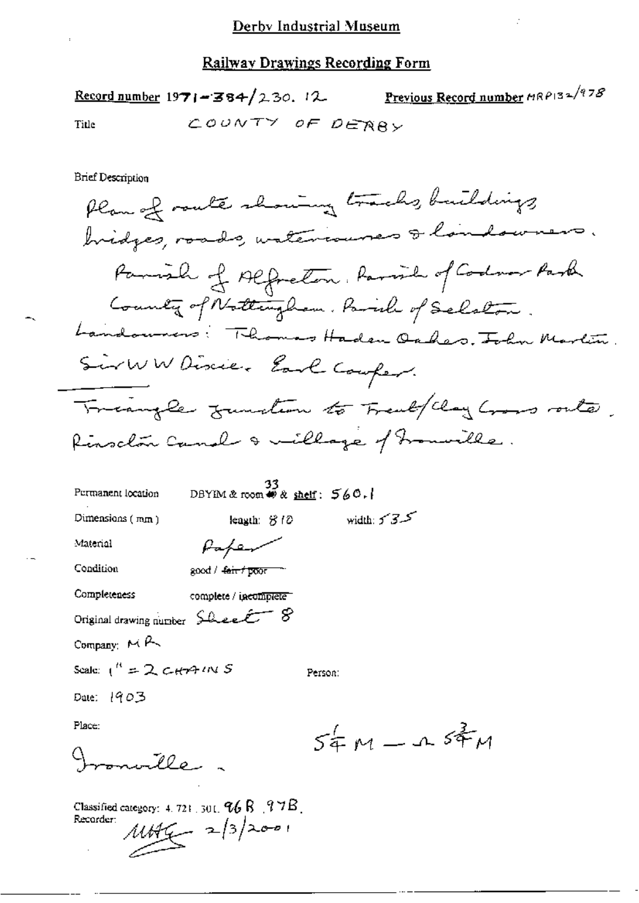Derby Industrial Museum

## Railway Drawings Recording Form

**Record number** 1971-384/230. 12 **Previous Record number** MRP132/978

**Title** COUNTY OF DERBY

**Brief Description**

Plan of route showing tracks, buildings, bridges, roads, watercourses & landowners.

Parish of Alfreton. Parish of Codnor Park. County of Nottingham. Parish of Selston.

Landowners: Thomas Haden Oakes. John Martin. Sir W W Dixie. Earl Cowper.

Triangle Junction to Trent/Clay Cross route. Pinxton Canal & village of Ironville.

Permanent location DBYIM & room 33 & shelf: 560.1

Dimensions (mm) length: 810 width: 535

Material Paper

Condition good / ~~fair / poor~~

Completeness complete / ~~incomplete~~

Original drawing number Sheet 8

Company: MR

Scale: 1" = 2 CHAINS

Person:

Date: 1903

Place: Ironville.

$5\frac{1}{4}$ M — $5\frac{3}{4}$ M

Classified category: 4. 721. 301. 96B. 97B.

Recorder: MHG 2/3/2001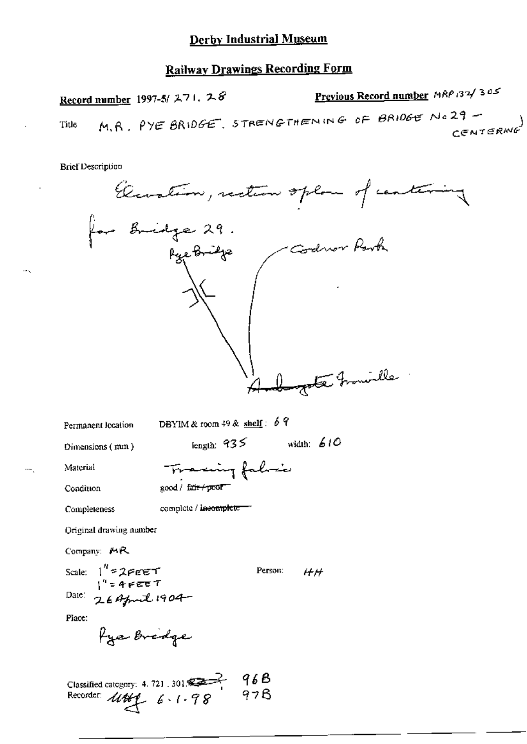# Derby Industrial Museum

## Railway Drawings Recording Form

**Record number** 1997-5/ 271. 28

**Previous Record number** MRP132/305

Title M.R. PYE BRIDGE. STRENGTHENING OF BRIDGE No 29 - CENTERING)

Brief Description

Elevation, section & plan of centering for Bridge 29.

Pye Bridge

Codnor Park

Ambergate Ironville

Permanent location DBYIM & room 49 & shelf: 69

Dimensions (mm) length: 935 width: 610

Material Tracing fabric

Condition good / ~~fair / poor~~

Completeness complete / ~~incomplete~~

Original drawing number

Company: MR

Scale: 1" = 2FEET
1" = 4FEET

Person: HH

Date: 26 April 1904

Place:

Pye Bridge

Classified category: 4. 721. 301. 96B 97B

Recorder: 6.1.98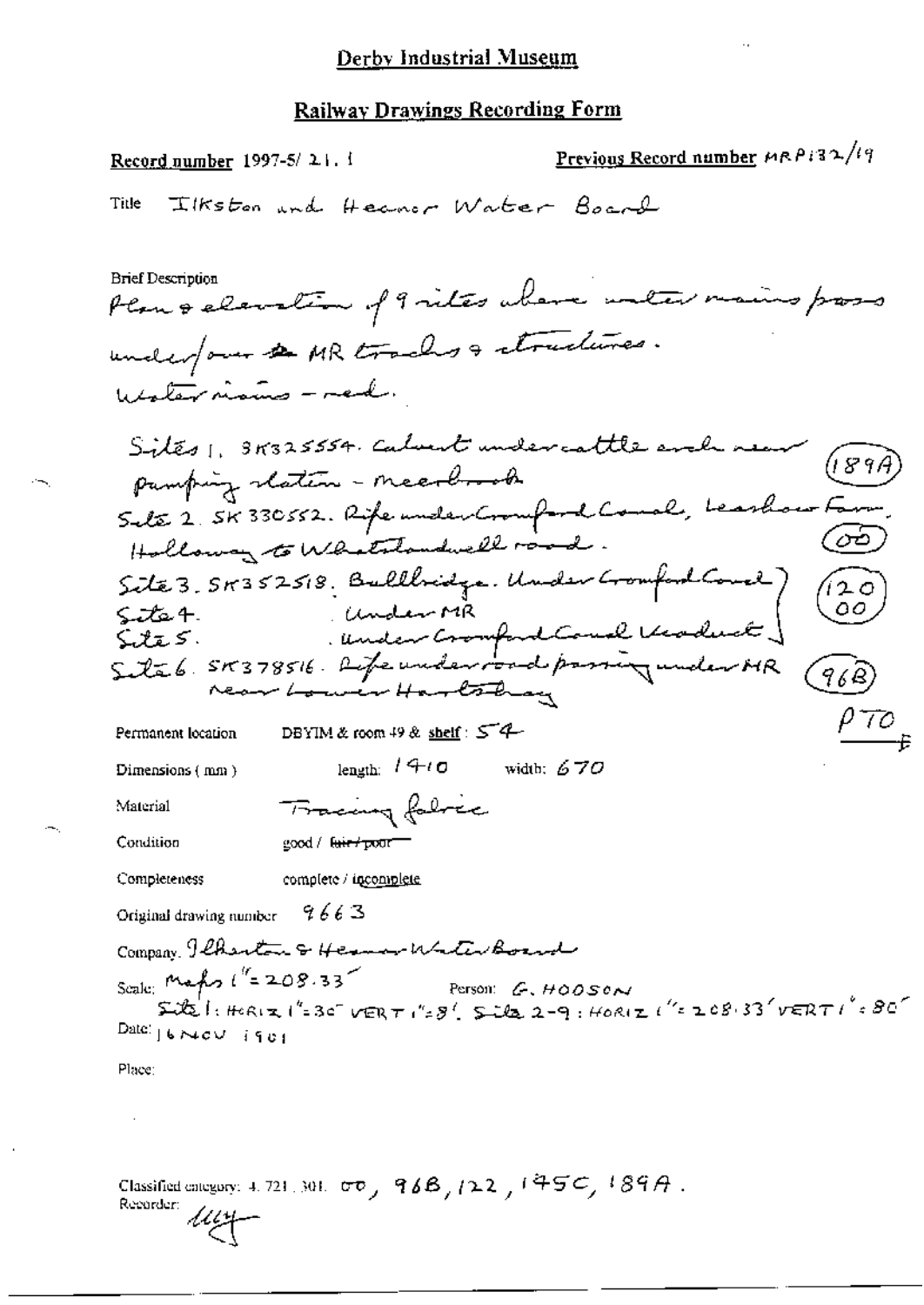Derby Industrial Museum

## Railway Drawings Recording Form

Record number 1997-5/ 21. 1

Previous Record number MRP132/19

Title Ilkston and Heanor Water Board

Brief Description
Plan & elevation of 9 sites where water mains pass under/over ~~the~~ MR tracks & structures.
Water mains – red.

Sites 1. SK325554. Culvert under cattle arch near pumping station – Meerbrook (189A)
Site 2. SK 330552. Pipe under Cromford Canal, Leashaw Farm, Holloway to Whatstandwell road. (OO)
Site 3. SK352518. Bullbridge. Under Cromford Canal
Site 4. Under MR
Site 5. Under Cromford Canal Viaduct (120 OO)
Site 6. SK378516. Pipe under road passing under MR near Lower Hartshay (96B)

PTO

Permanent location DBYIM & room 49 & shelf: 54

Dimensions (mm) length: 1410 width: 670

Material Tracing fabric

Condition good / ~~fair / poor~~

Completeness complete / incomplete

Original drawing number 9663

Company. Ilkeston & Heanor Water Board

Scale: Maps 1" = 208.33'
Site 1: HORIZ 1" = 30' VERT 1" = 8'. Site 2-9: HORIZ 1" = 208.33' VERT 1" = 80'

Person: G. HOOSON

Date: 16 NOV 1901

Place:

Classified category: 4. 721. 301. OO, 96B, 122, 145C, 189A.

Recorder: *[signature]*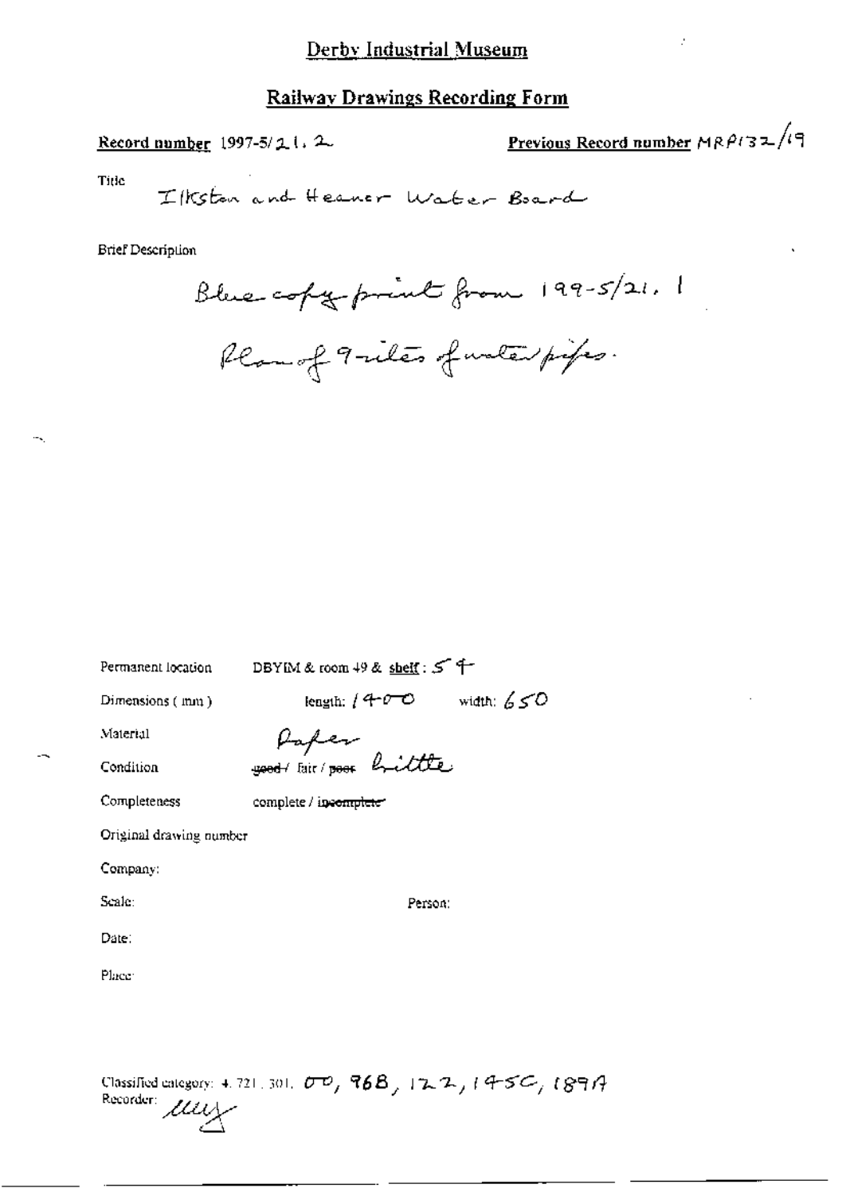# Derby Industrial Museum

## Railway Drawings Recording Form

**Record number** 1997-5/21.2

**Previous Record number** MRP132/19

Title

Ilkston and Heaner Water Board

Brief Description

Blue copy print from 199-5/21.1

Plan of 9 sites of water pipes.

Permanent location: DBYIM & room 49 & shelf: 54

Dimensions (mm): length: 1400 width: 650

Material: Paper

Condition: ~~good~~ / fair / ~~poor~~ brittle

Completeness: complete / ~~incomplete~~

Original drawing number

Company:

Scale: Person:

Date:

Place:

Classified category: 4.721.301, 00, 96B, 122, 145C, 189A

Recorder: *[signature]*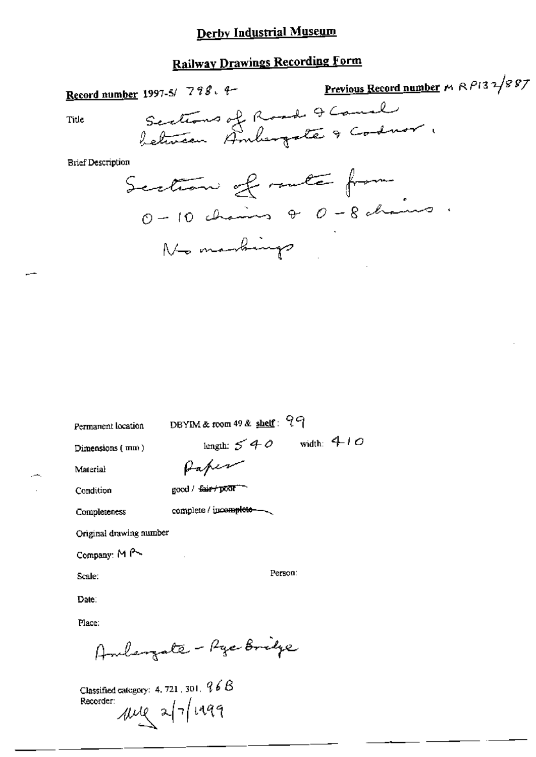# Derby Industrial Museum

## Railway Drawings Recording Form

**Record number** 1997-5/ 798.4 **Previous Record number** MRP132/887

Title Sections of Road & Canal between Ambergate & Codnor.

Brief Description

Section of route from 0 – 10 chains & 0 – 8 chains.

No markings

Permanent location DBYIM & room 49 & **shelf**: 99

Dimensions (mm) length: 540 width: 410

Material Paper

Condition good / ~~fair / poor~~

Completeness complete / ~~incomplete~~

Original drawing number

Company: MR

Scale: Person:

Date:

Place:

Ambergate – Rye Bridge

Classified category: 4.721.301.96B

Recorder: MKQ 2/7/1999